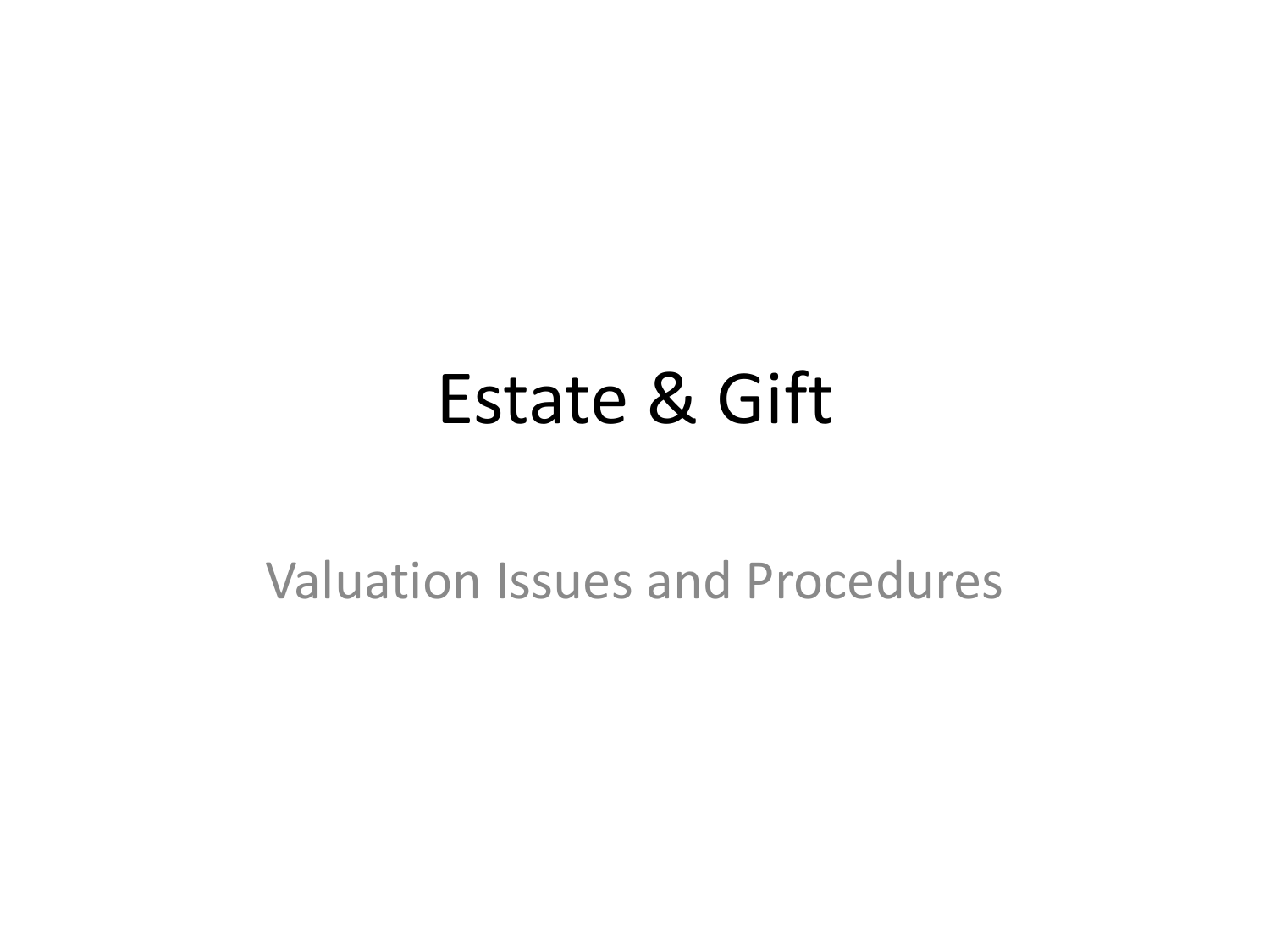# Estate & Gift

Valuation Issues and Procedures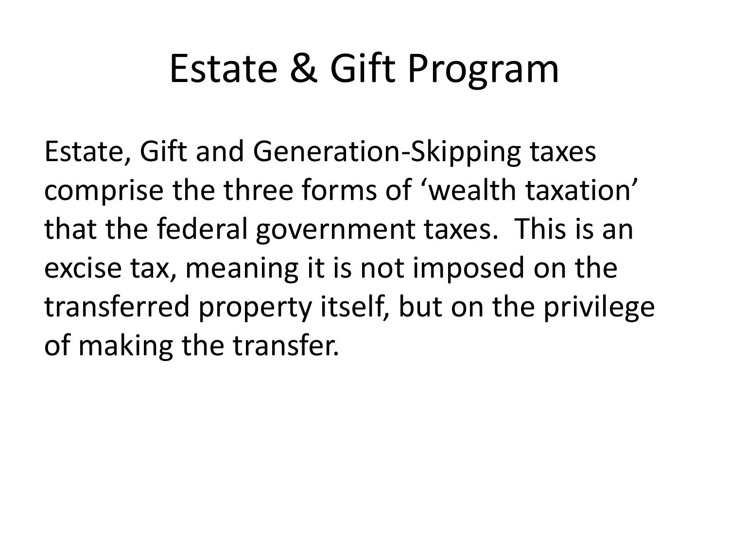# Estate & Gift Program

Estate, Gift and Generation-Skipping taxes comprise the three forms of ‘wealth taxation’ that the federal government taxes. This is an excise tax, meaning it is not imposed on the transferred property itself, but on the privilege of making the transfer.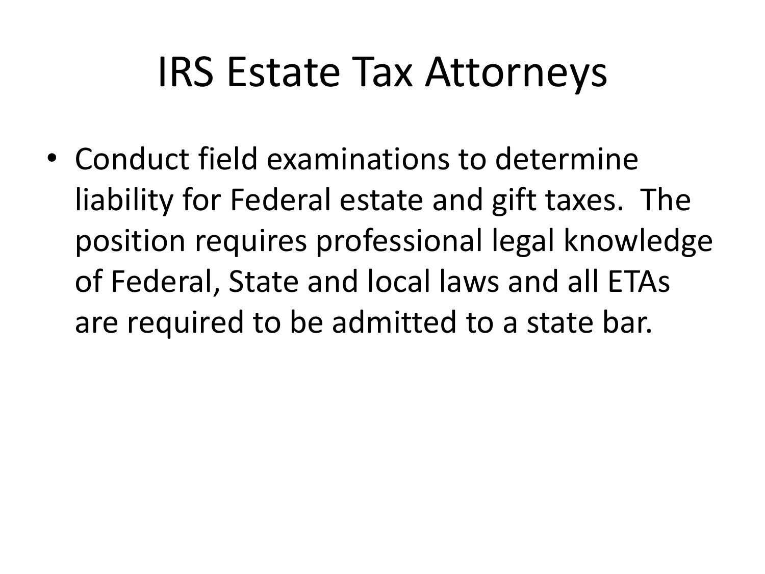# IRS Estate Tax Attorneys

- Conduct field examinations to determine liability for Federal estate and gift taxes. The position requires professional legal knowledge of Federal, State and local laws and all ETAs are required to be admitted to a state bar.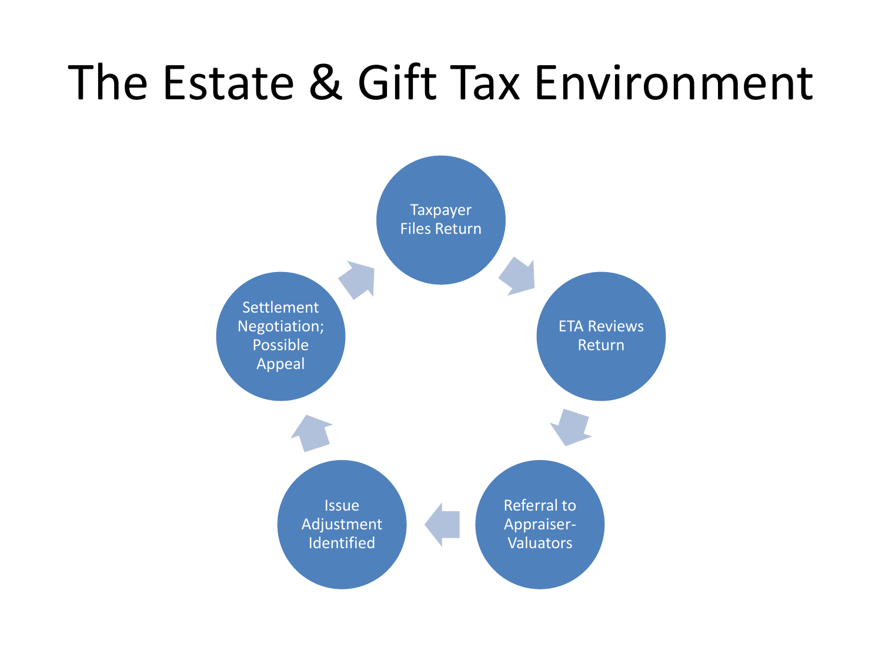# The Estate & Gift Tax Environment

- Taxpayer Files Return
- ETA Reviews Return
- Referral to Appraiser-Valuators
- Issue Adjustment Identified
- Settlement Negotiation; Possible Appeal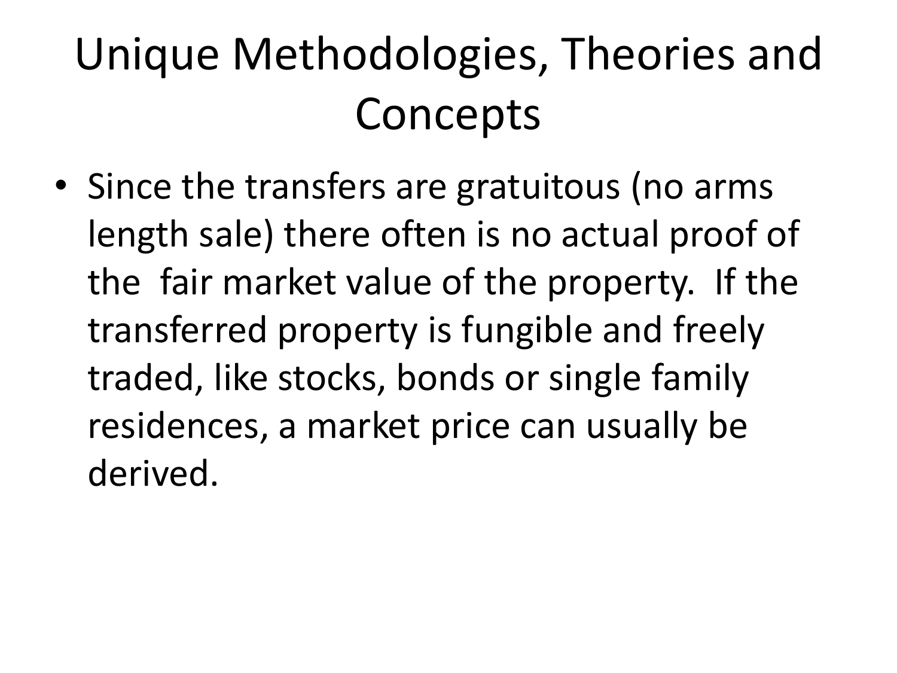# Unique Methodologies, Theories and Concepts

- Since the transfers are gratuitous (no arms length sale) there often is no actual proof of the fair market value of the property. If the transferred property is fungible and freely traded, like stocks, bonds or single family residences, a market price can usually be derived.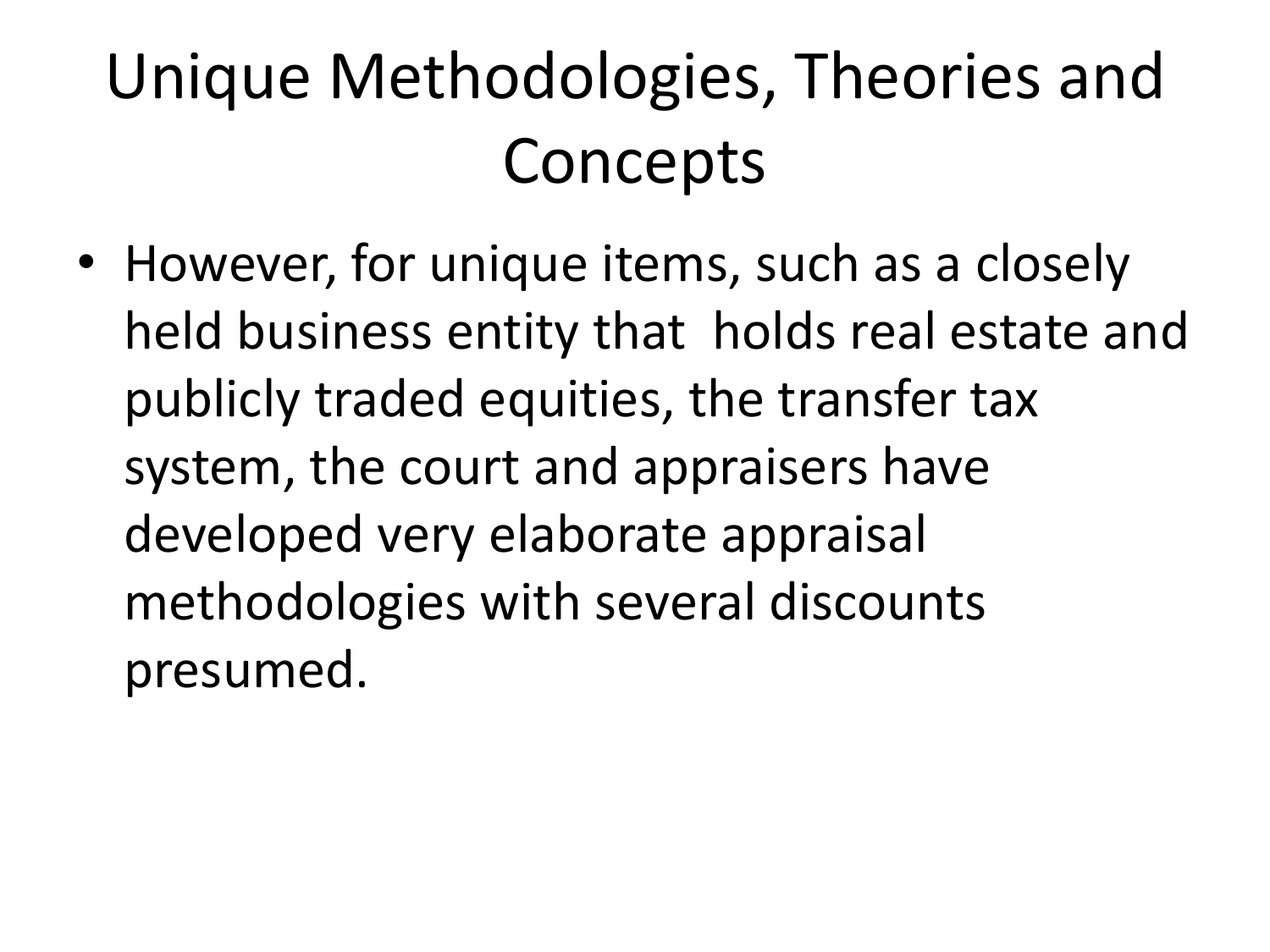# Unique Methodologies, Theories and Concepts

- However, for unique items, such as a closely held business entity that holds real estate and publicly traded equities, the transfer tax system, the court and appraisers have developed very elaborate appraisal methodologies with several discounts presumed.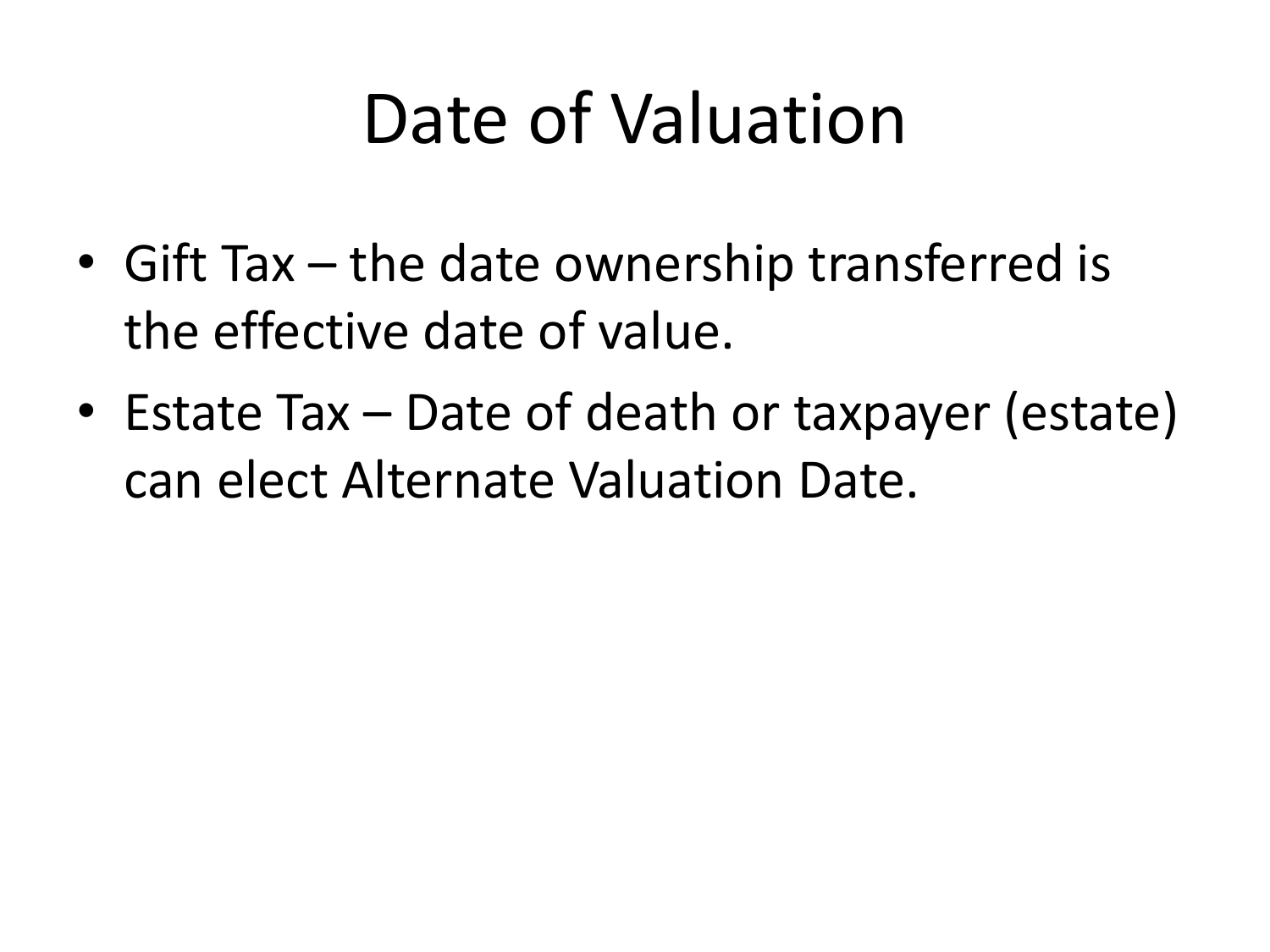# Date of Valuation

- Gift Tax – the date ownership transferred is the effective date of value.
- Estate Tax – Date of death or taxpayer (estate) can elect Alternate Valuation Date.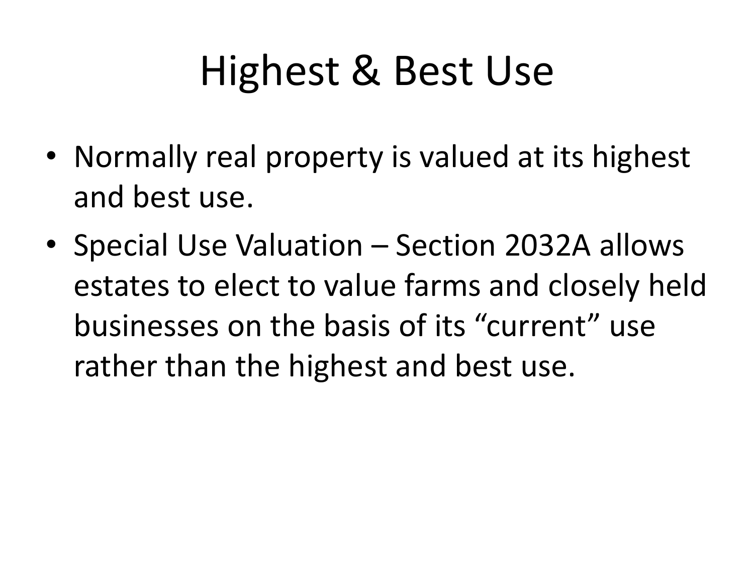# Highest & Best Use

- Normally real property is valued at its highest and best use.
- Special Use Valuation – Section 2032A allows estates to elect to value farms and closely held businesses on the basis of its "current" use rather than the highest and best use.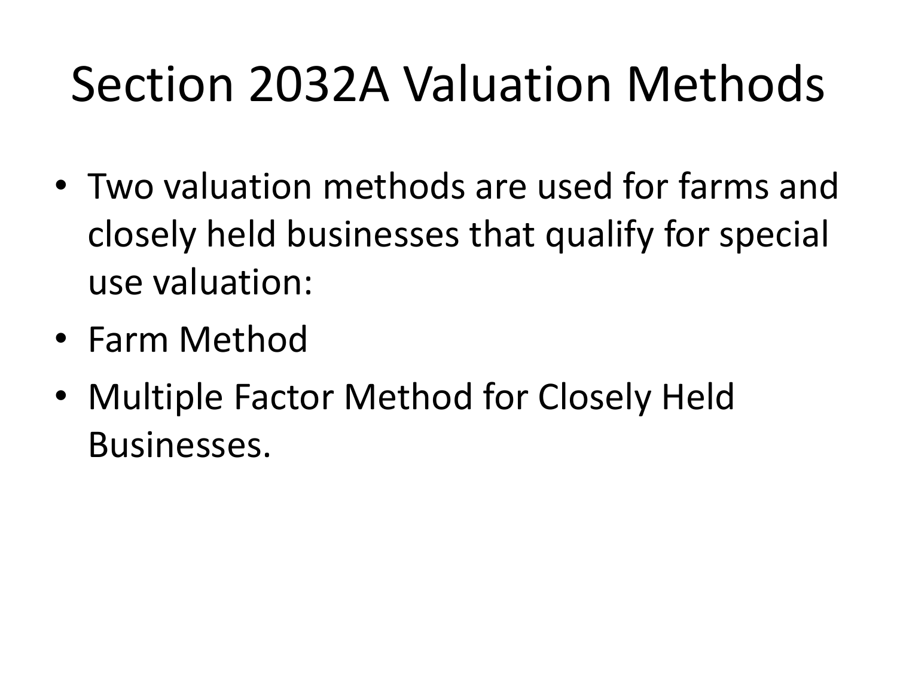# Section 2032A Valuation Methods

- Two valuation methods are used for farms and closely held businesses that qualify for special use valuation:
- Farm Method
- Multiple Factor Method for Closely Held Businesses.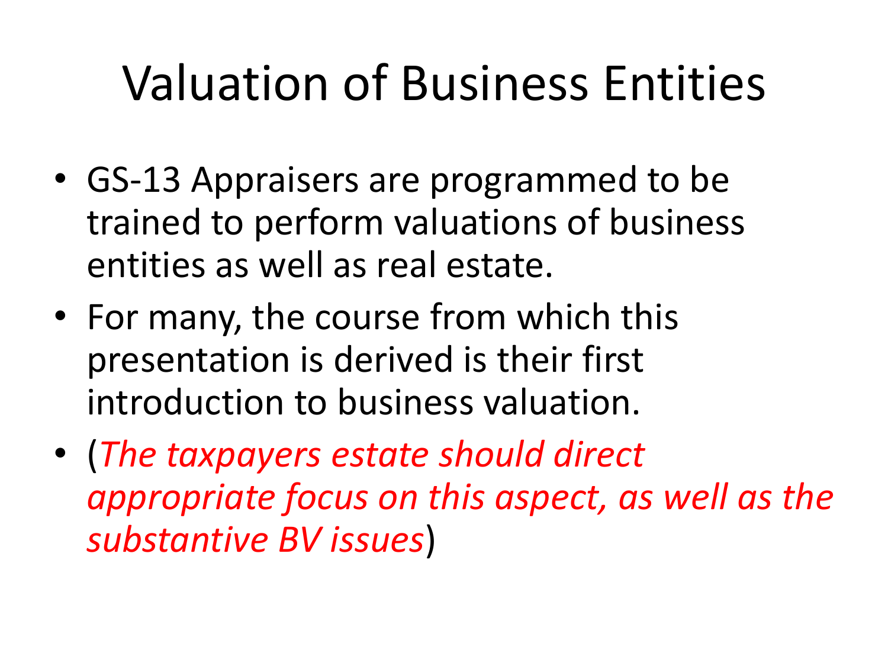# Valuation of Business Entities

- GS-13 Appraisers are programmed to be trained to perform valuations of business entities as well as real estate.
- For many, the course from which this presentation is derived is their first introduction to business valuation.
- (*The taxpayers estate should direct appropriate focus on this aspect, as well as the substantive BV issues*)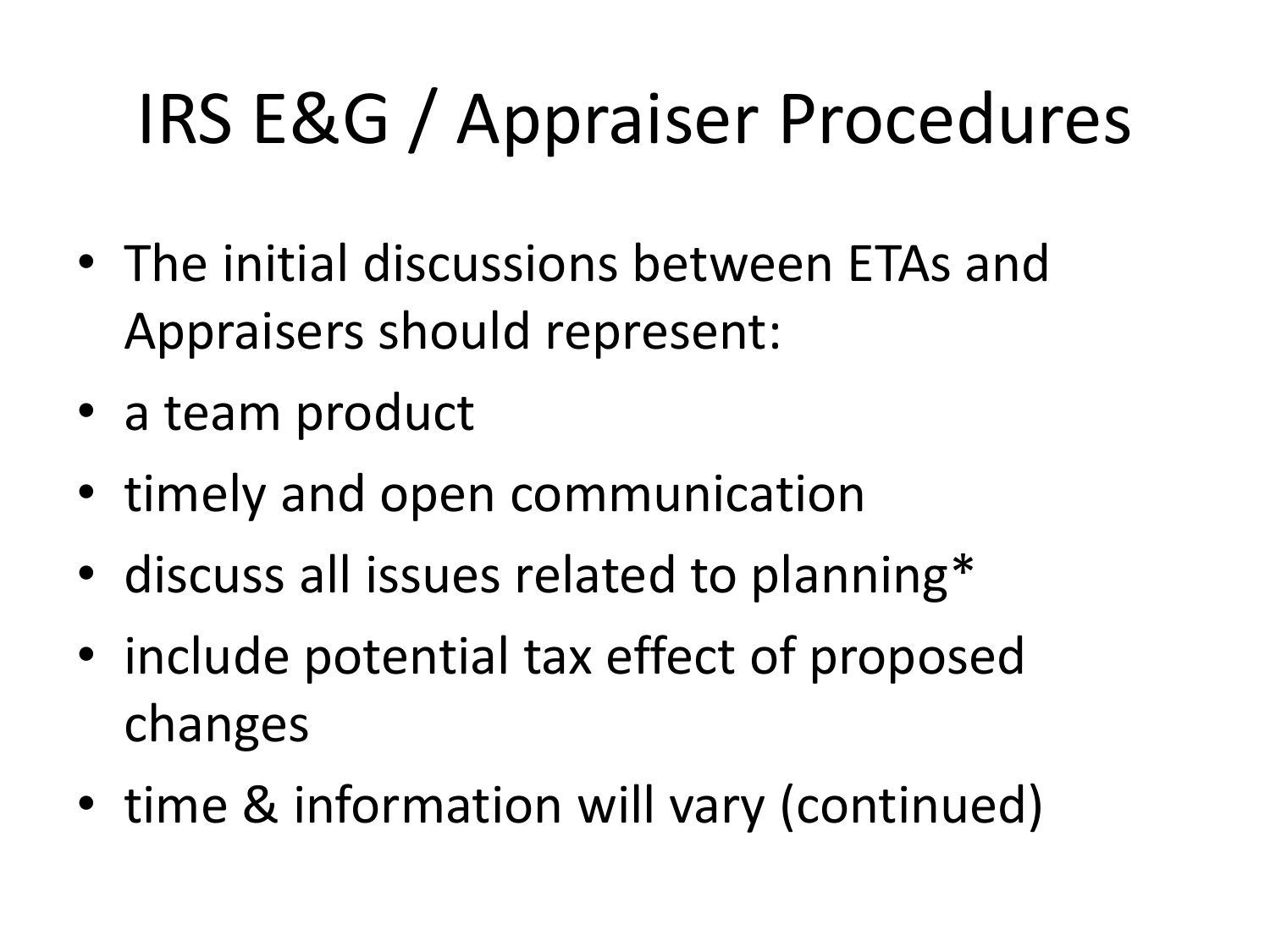# IRS E&G / Appraiser Procedures

- The initial discussions between ETAs and Appraisers should represent:
- a team product
- timely and open communication
- discuss all issues related to planning*
- include potential tax effect of proposed changes
- time & information will vary (continued)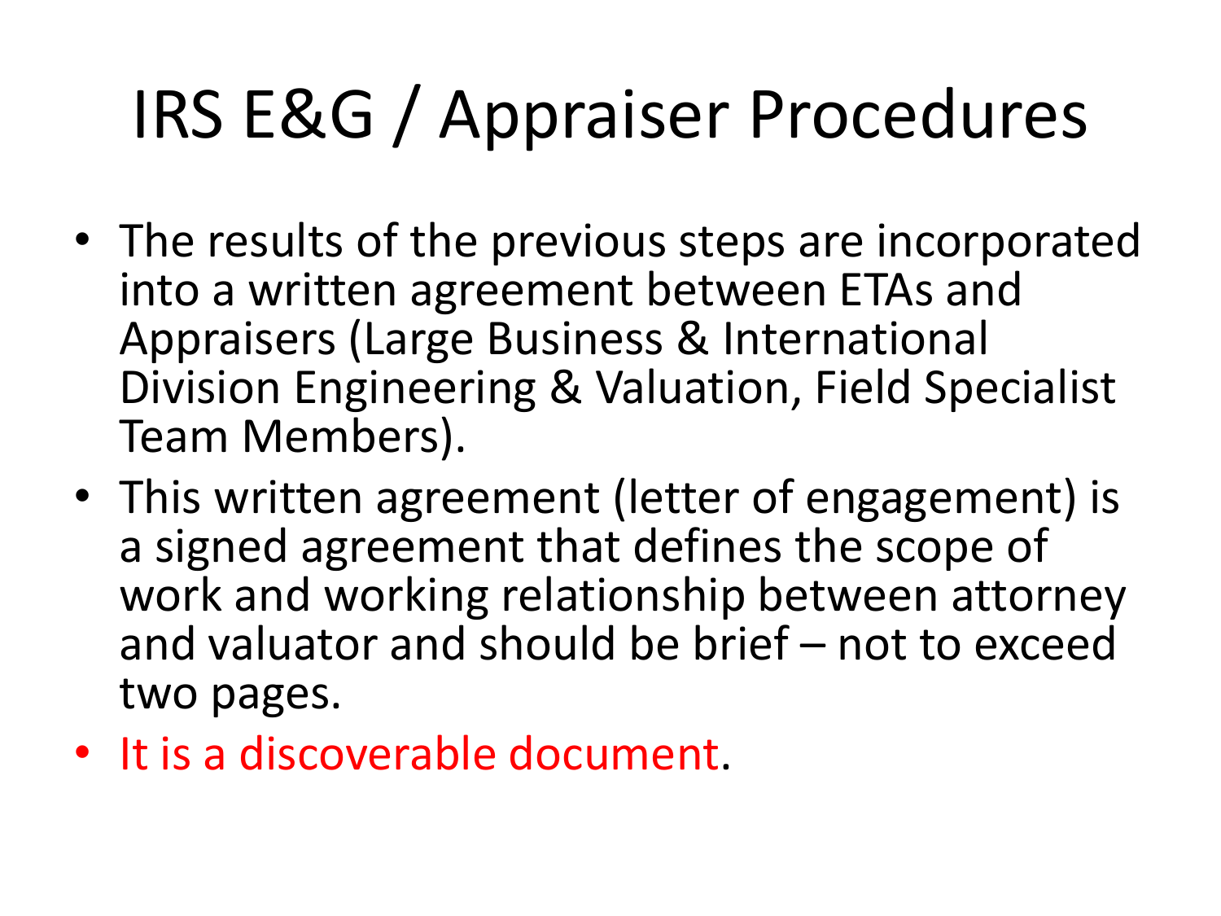# IRS E&G / Appraiser Procedures

- The results of the previous steps are incorporated into a written agreement between ETAs and Appraisers (Large Business & International Division Engineering & Valuation, Field Specialist Team Members).
- This written agreement (letter of engagement) is a signed agreement that defines the scope of work and working relationship between attorney and valuator and should be brief – not to exceed two pages.
- It is a discoverable document.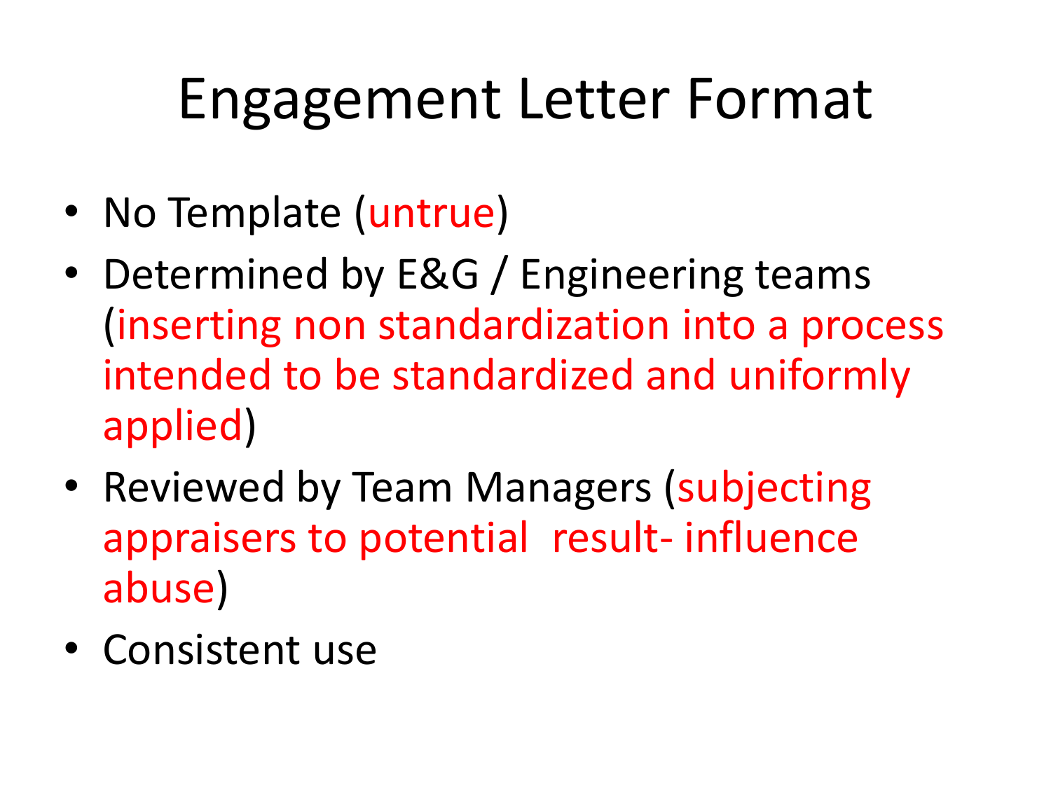# Engagement Letter Format

- No Template (untrue)
- Determined by E&G / Engineering teams (inserting non standardization into a process intended to be standardized and uniformly applied)
- Reviewed by Team Managers (subjecting appraisers to potential result- influence abuse)
- Consistent use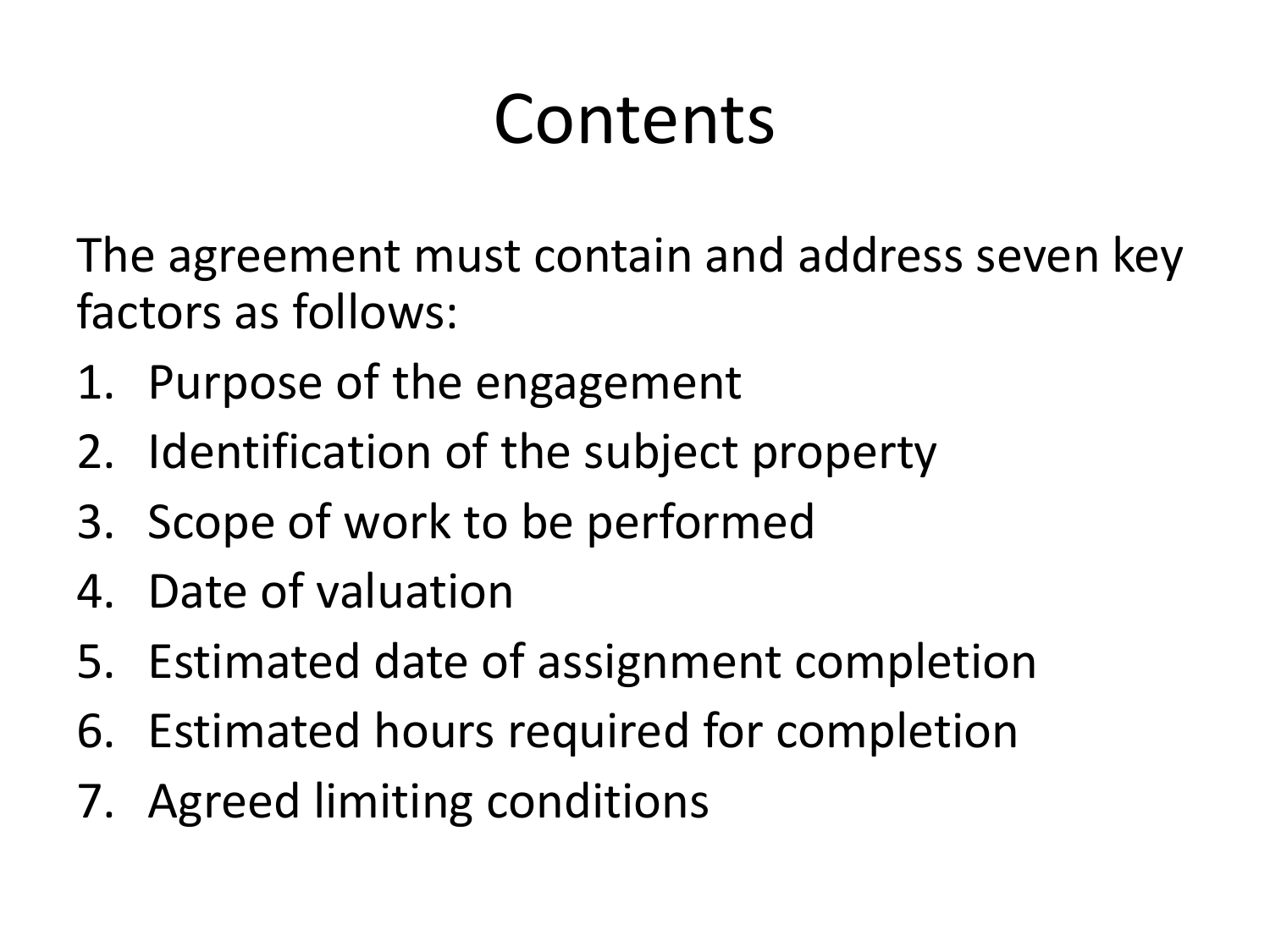# Contents

The agreement must contain and address seven key factors as follows:

1. Purpose of the engagement
2. Identification of the subject property
3. Scope of work to be performed
4. Date of valuation
5. Estimated date of assignment completion
6. Estimated hours required for completion
7. Agreed limiting conditions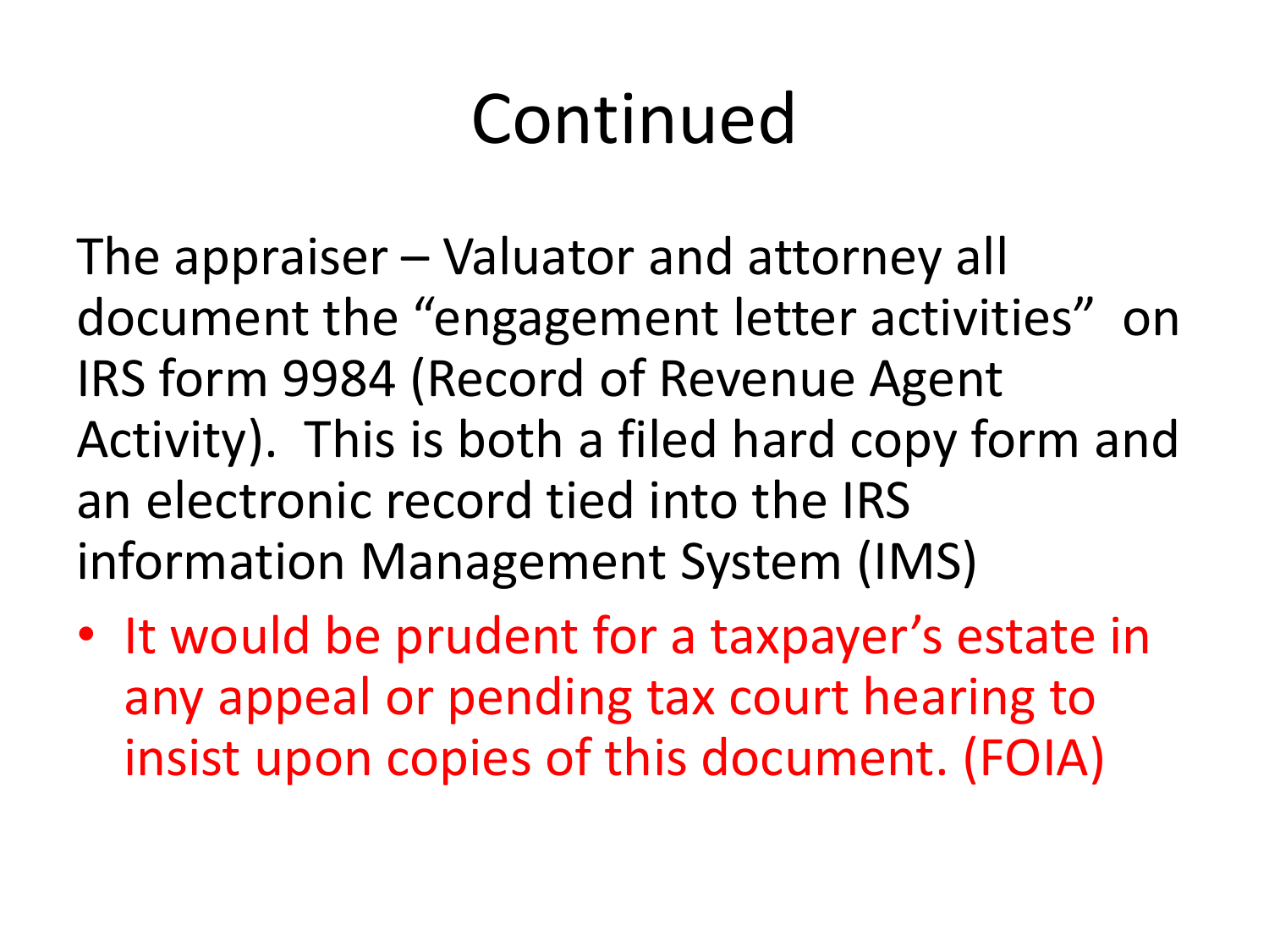# Continued

The appraiser – Valuator and attorney all document the "engagement letter activities" on IRS form 9984 (Record of Revenue Agent Activity). This is both a filed hard copy form and an electronic record tied into the IRS information Management System (IMS)

- It would be prudent for a taxpayer's estate in any appeal or pending tax court hearing to insist upon copies of this document. (FOIA)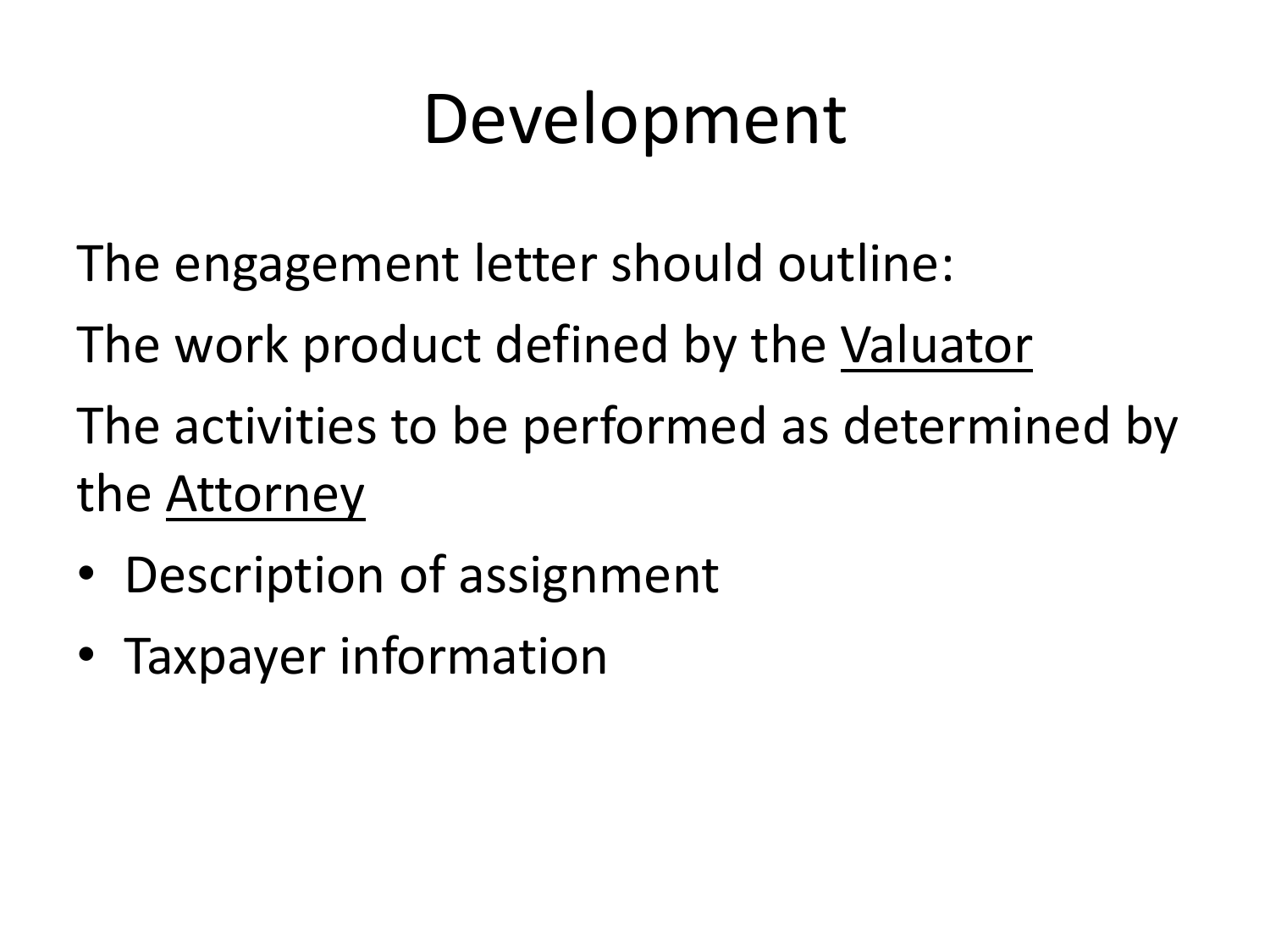# Development

The engagement letter should outline:

The work product defined by the <u>Valuator</u>

The activities to be performed as determined by the <u>Attorney</u>

- Description of assignment
- Taxpayer information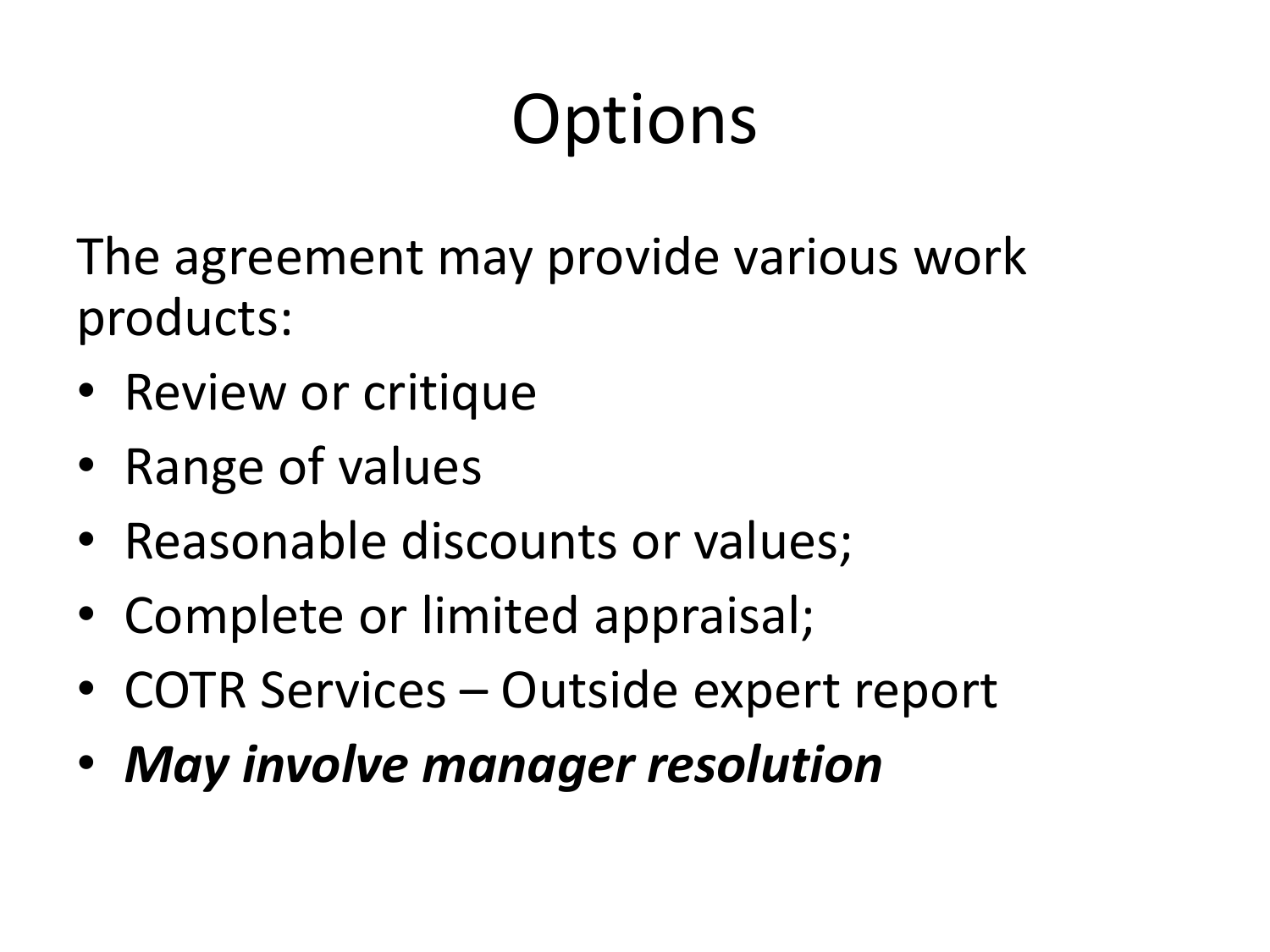# Options

The agreement may provide various work products:

- Review or critique
- Range of values
- Reasonable discounts or values;
- Complete or limited appraisal;
- COTR Services – Outside expert report
- ***May involve manager resolution***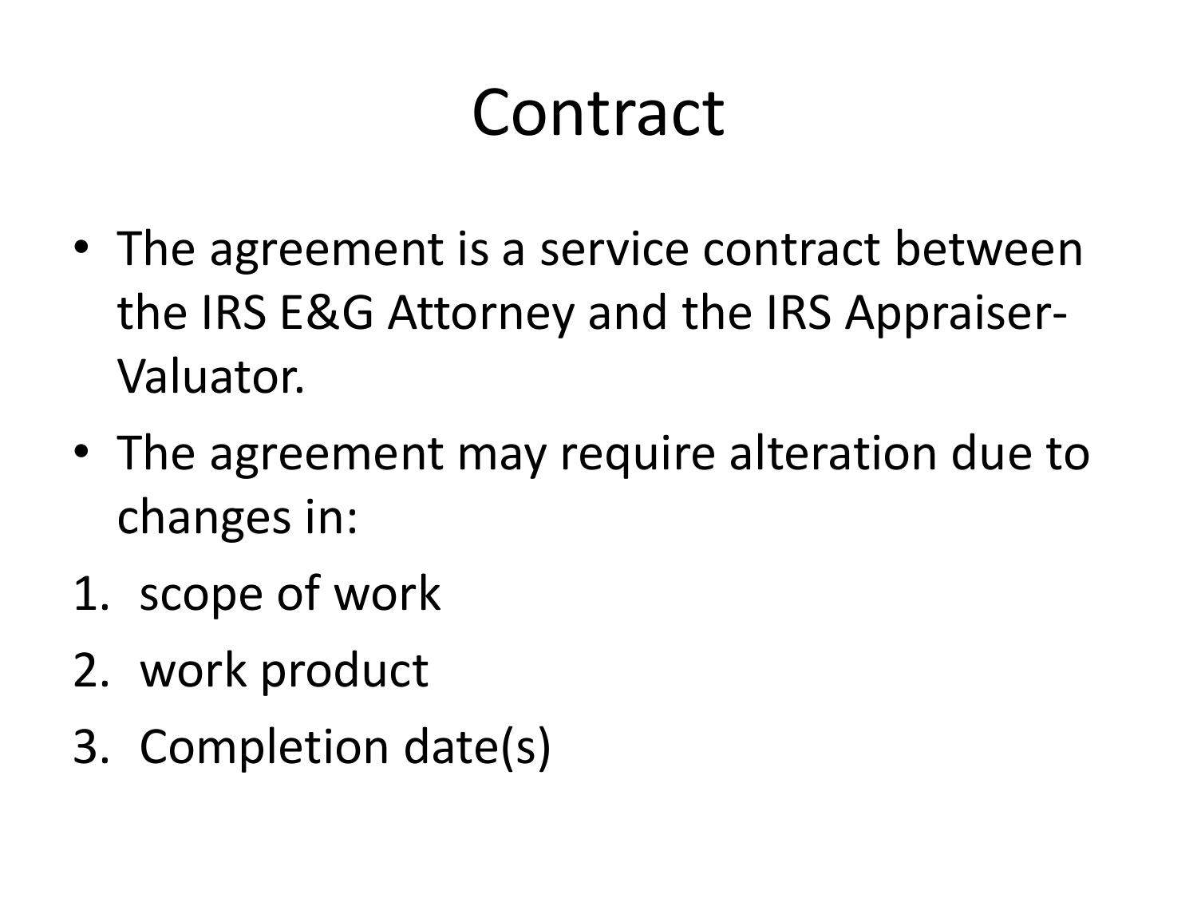# Contract

- The agreement is a service contract between the IRS E&G Attorney and the IRS Appraiser-Valuator.
- The agreement may require alteration due to changes in:

1. scope of work
2. work product
3. Completion date(s)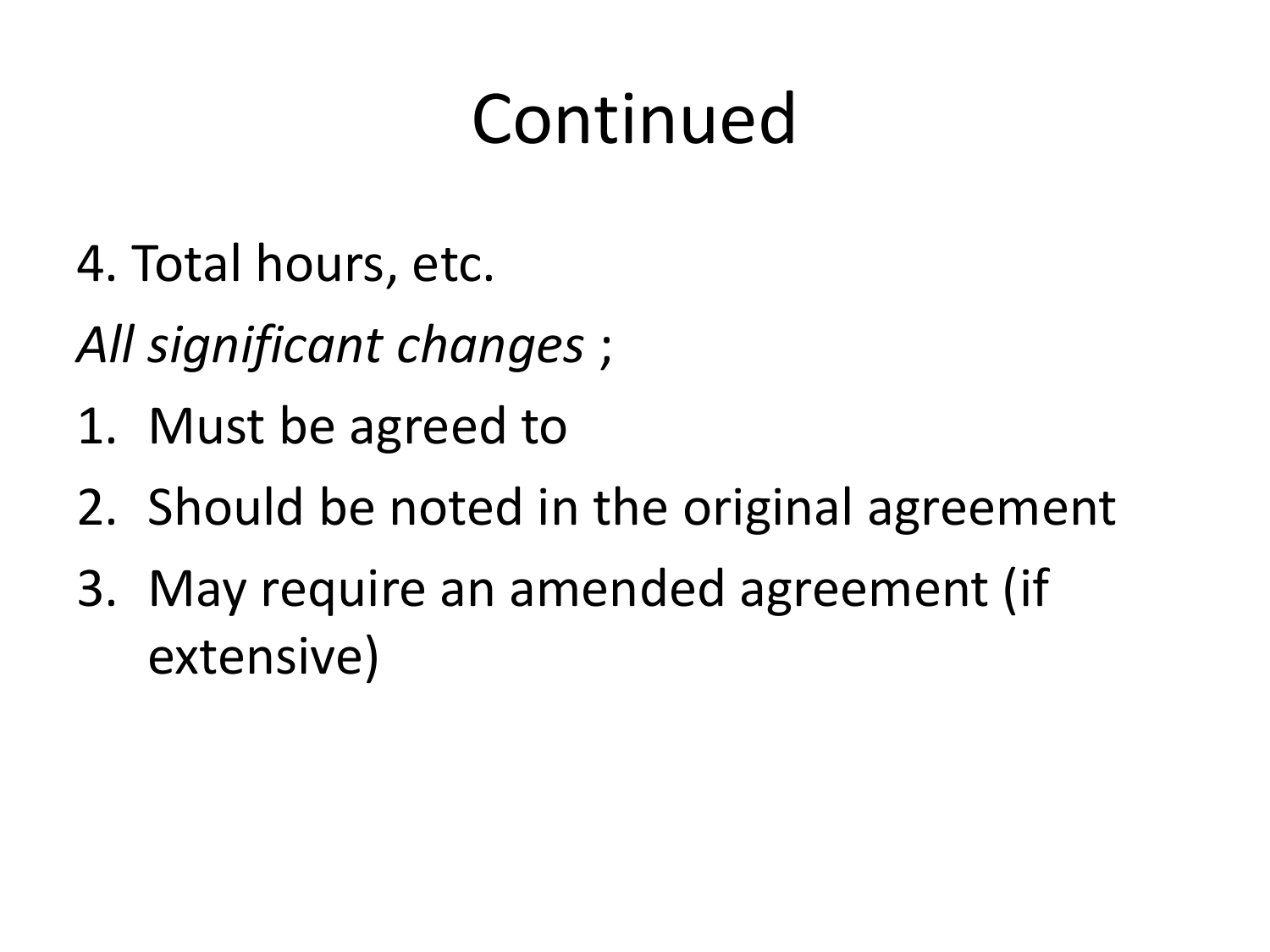# Continued

4. Total hours, etc.

*All significant changes* ;

1. Must be agreed to
2. Should be noted in the original agreement
3. May require an amended agreement (if extensive)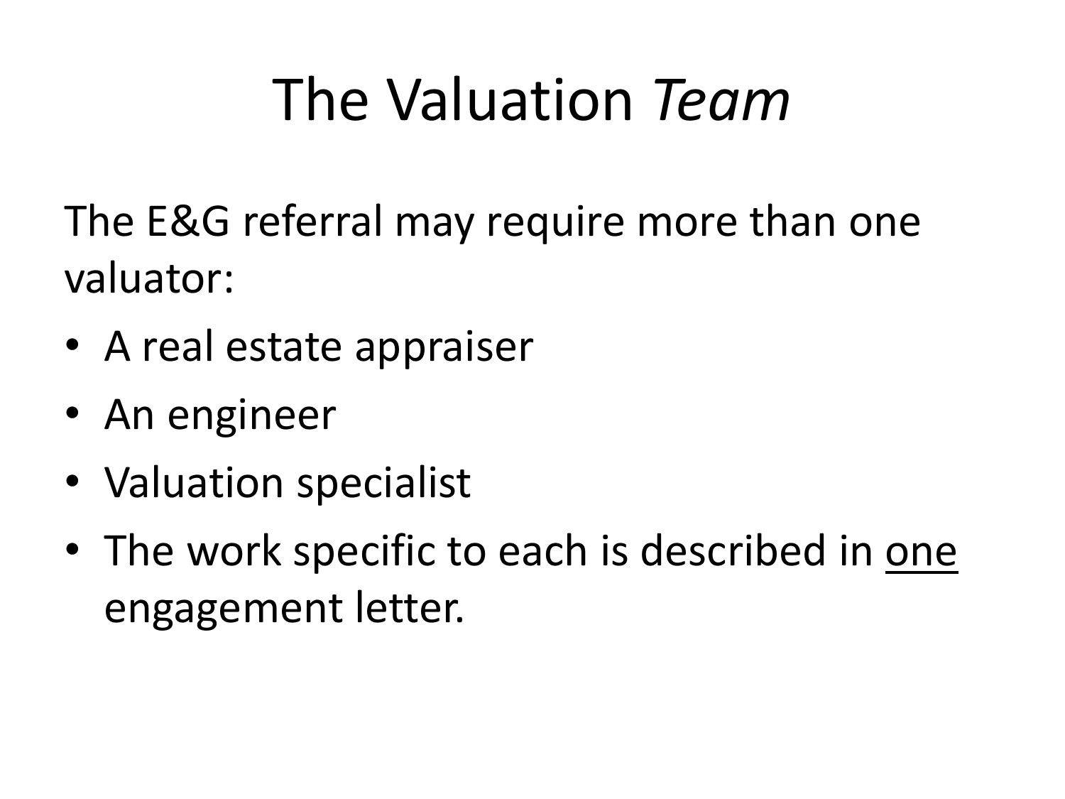# The Valuation *Team*

The E&G referral may require more than one valuator:

- A real estate appraiser
- An engineer
- Valuation specialist
- The work specific to each is described in <u>one</u> engagement letter.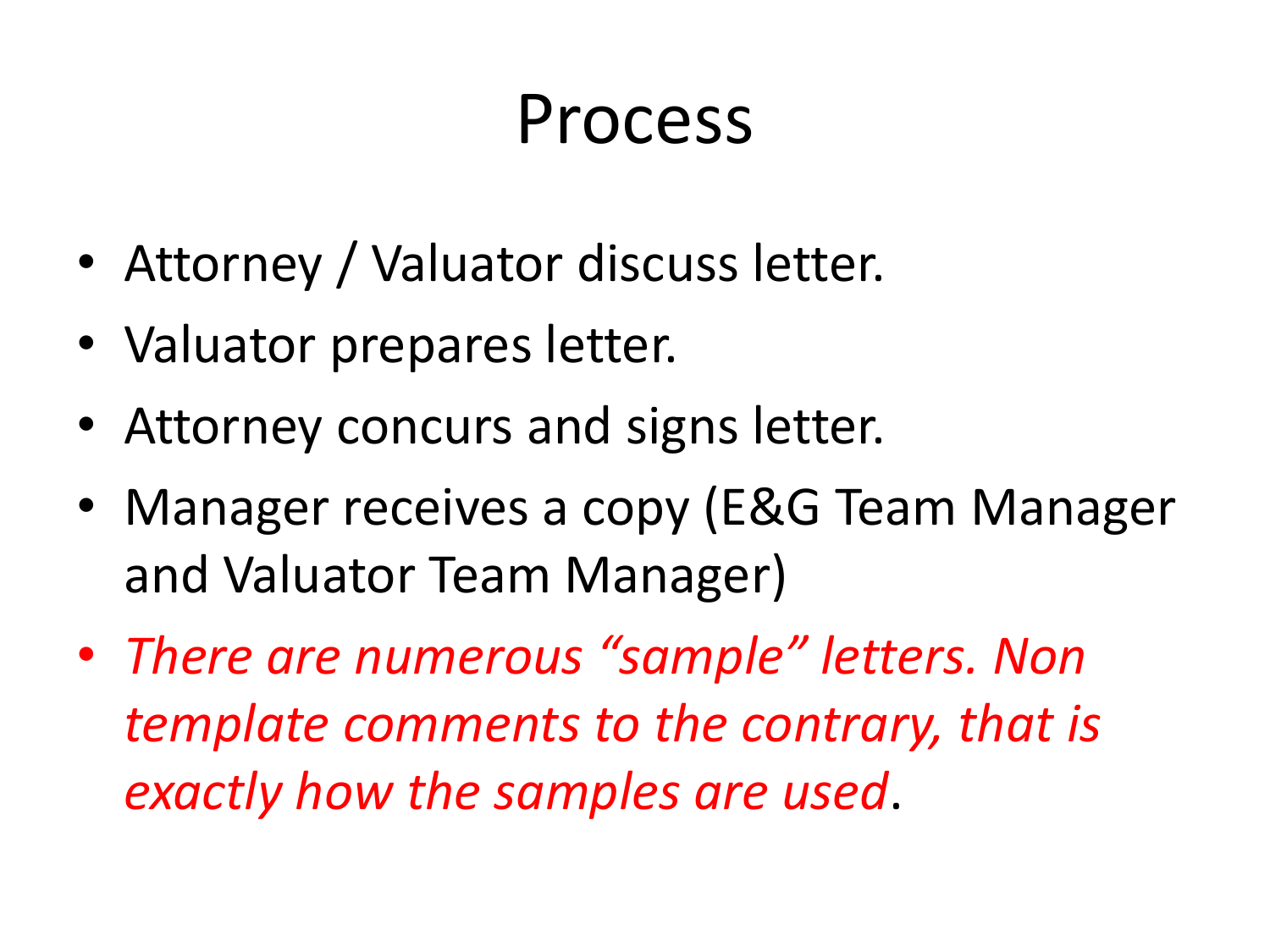# Process

- Attorney / Valuator discuss letter.
- Valuator prepares letter.
- Attorney concurs and signs letter.
- Manager receives a copy (E&G Team Manager and Valuator Team Manager)
- *There are numerous "sample" letters. Non template comments to the contrary, that is exactly how the samples are used*.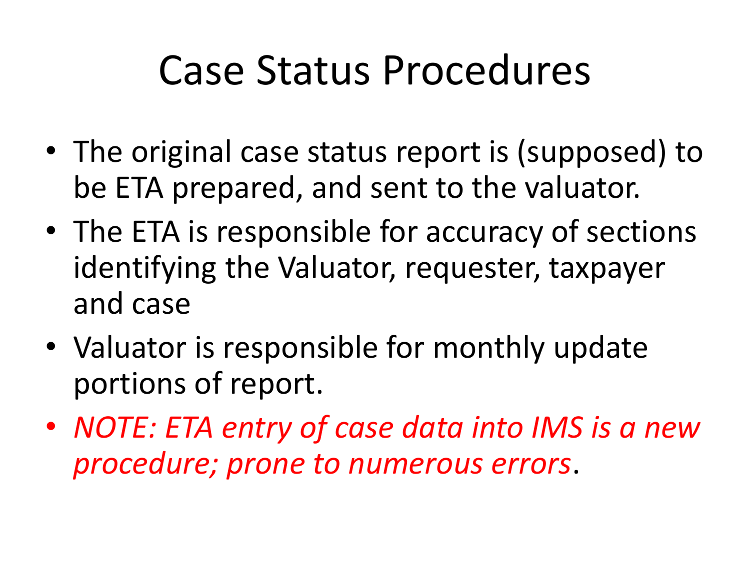# Case Status Procedures

- The original case status report is (supposed) to be ETA prepared, and sent to the valuator.
- The ETA is responsible for accuracy of sections identifying the Valuator, requester, taxpayer and case
- Valuator is responsible for monthly update portions of report.
- *NOTE: ETA entry of case data into IMS is a new procedure; prone to numerous errors*.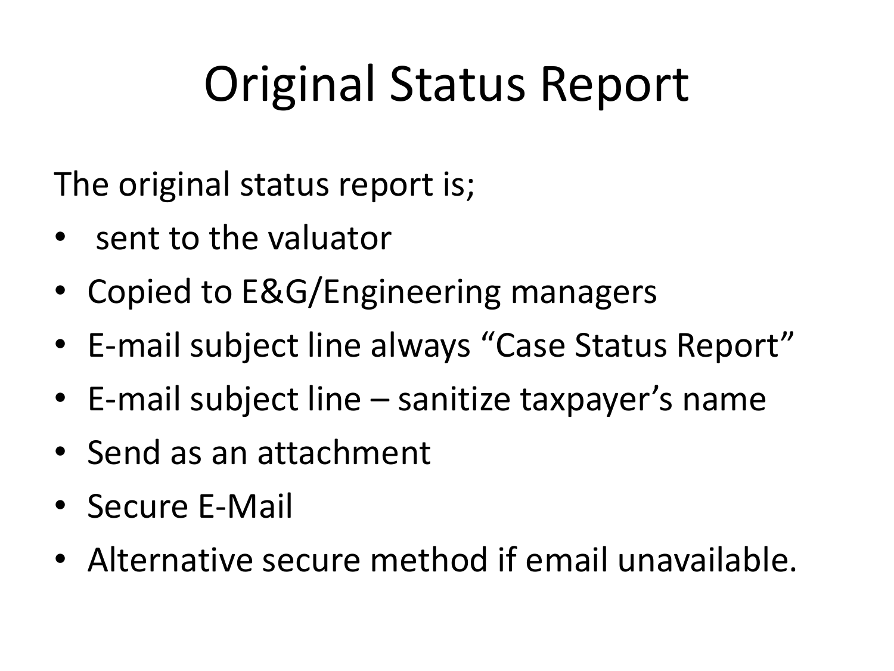# Original Status Report

The original status report is;

- sent to the valuator
- Copied to E&G/Engineering managers
- E-mail subject line always “Case Status Report”
- E-mail subject line – sanitize taxpayer’s name
- Send as an attachment
- Secure E-Mail
- Alternative secure method if email unavailable.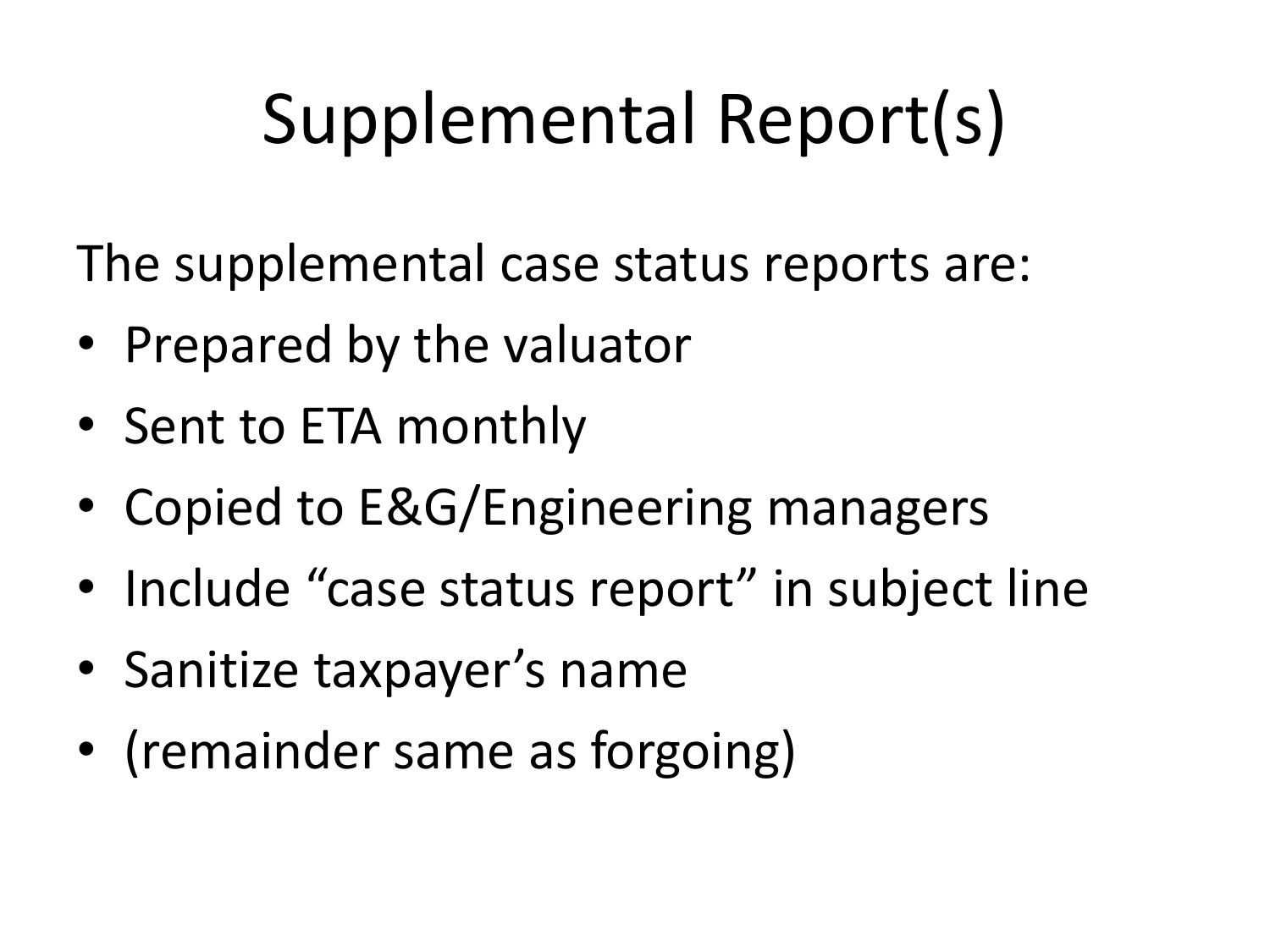# Supplemental Report(s)

The supplemental case status reports are:

- Prepared by the valuator
- Sent to ETA monthly
- Copied to E&G/Engineering managers
- Include "case status report" in subject line
- Sanitize taxpayer's name
- (remainder same as forgoing)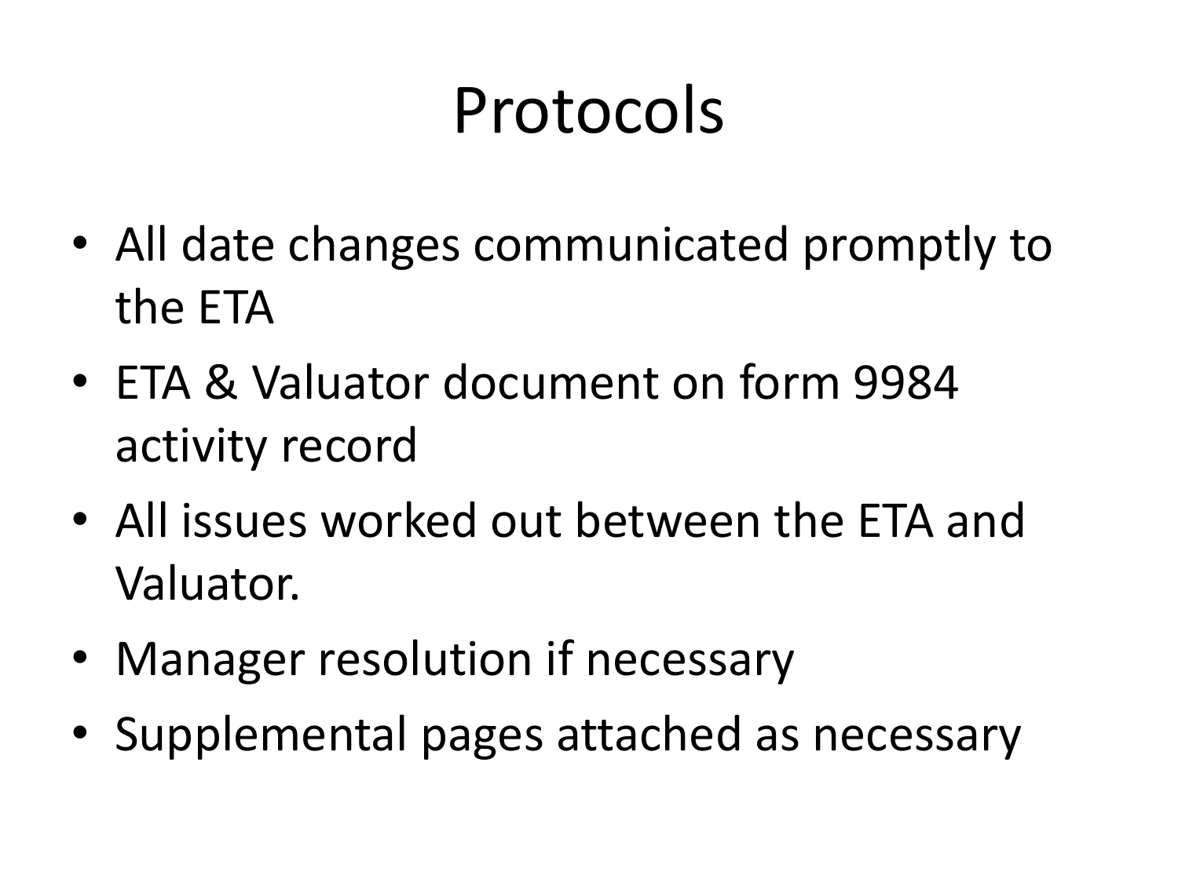# Protocols

- All date changes communicated promptly to the ETA
- ETA & Valuator document on form 9984 activity record
- All issues worked out between the ETA and Valuator.
- Manager resolution if necessary
- Supplemental pages attached as necessary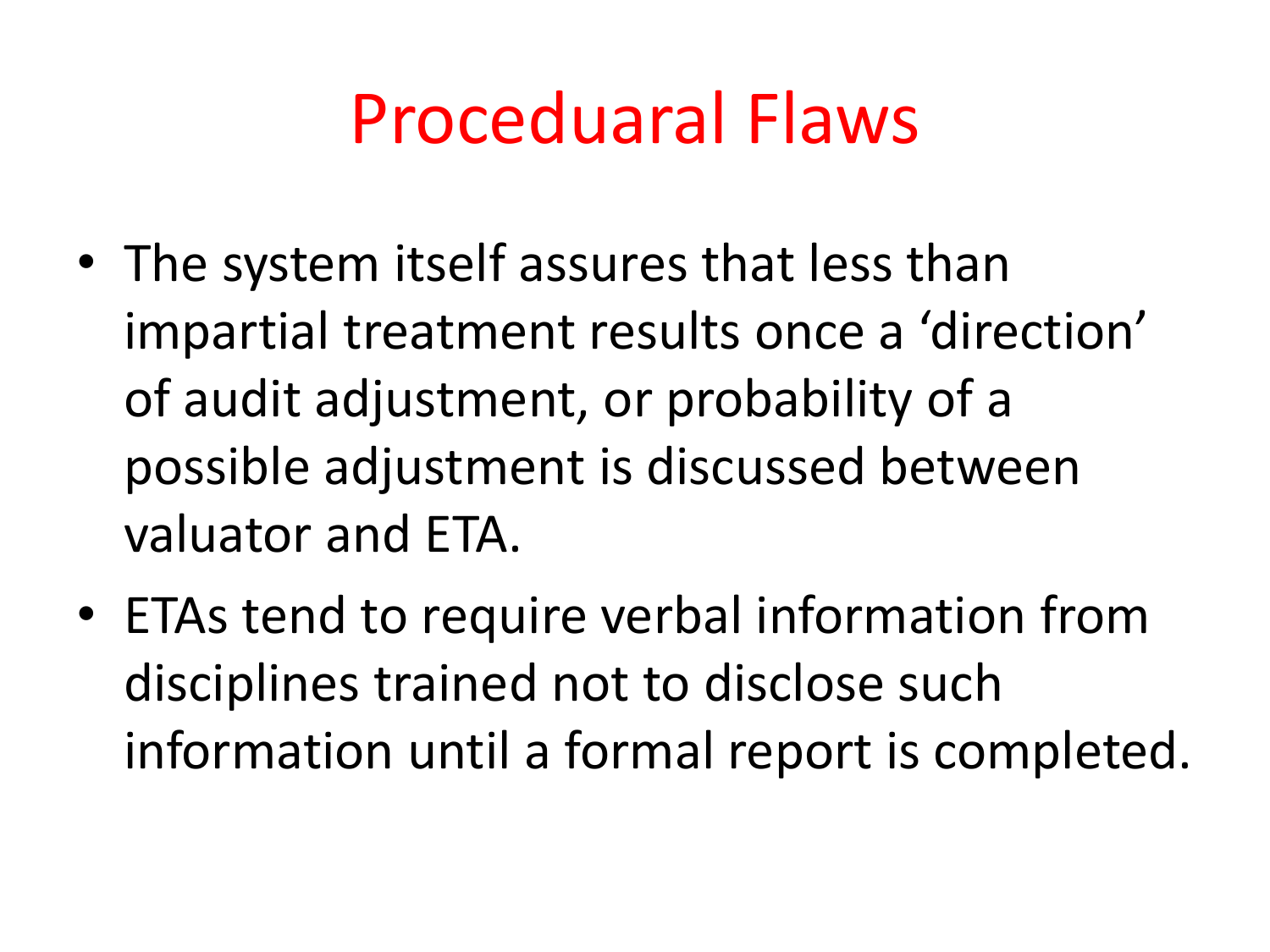# Proceduaral Flaws

- The system itself assures that less than impartial treatment results once a ‘direction’ of audit adjustment, or probability of a possible adjustment is discussed between valuator and ETA.
- ETAs tend to require verbal information from disciplines trained not to disclose such information until a formal report is completed.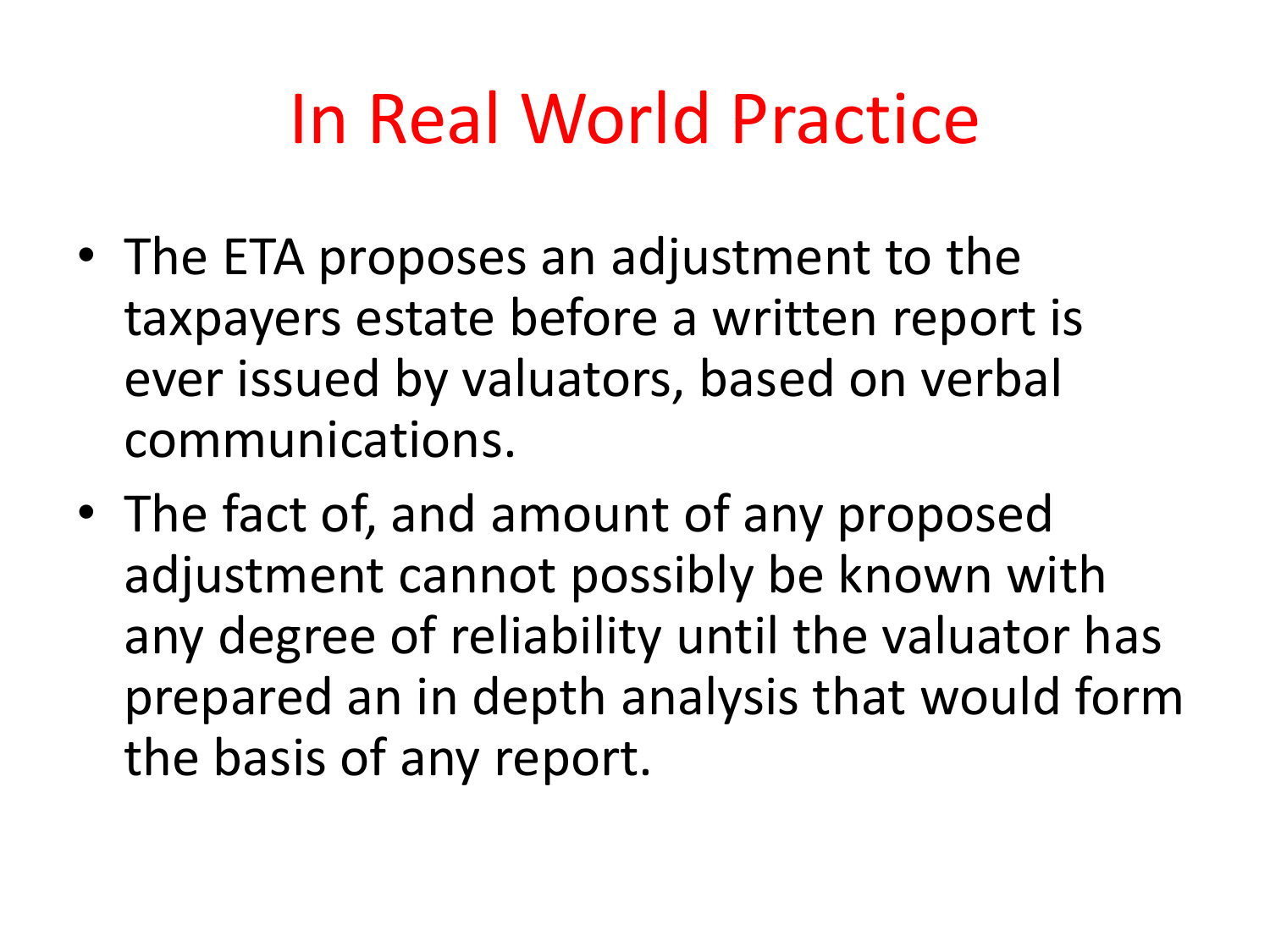# In Real World Practice

- The ETA proposes an adjustment to the taxpayers estate before a written report is ever issued by valuators, based on verbal communications.
- The fact of, and amount of any proposed adjustment cannot possibly be known with any degree of reliability until the valuator has prepared an in depth analysis that would form the basis of any report.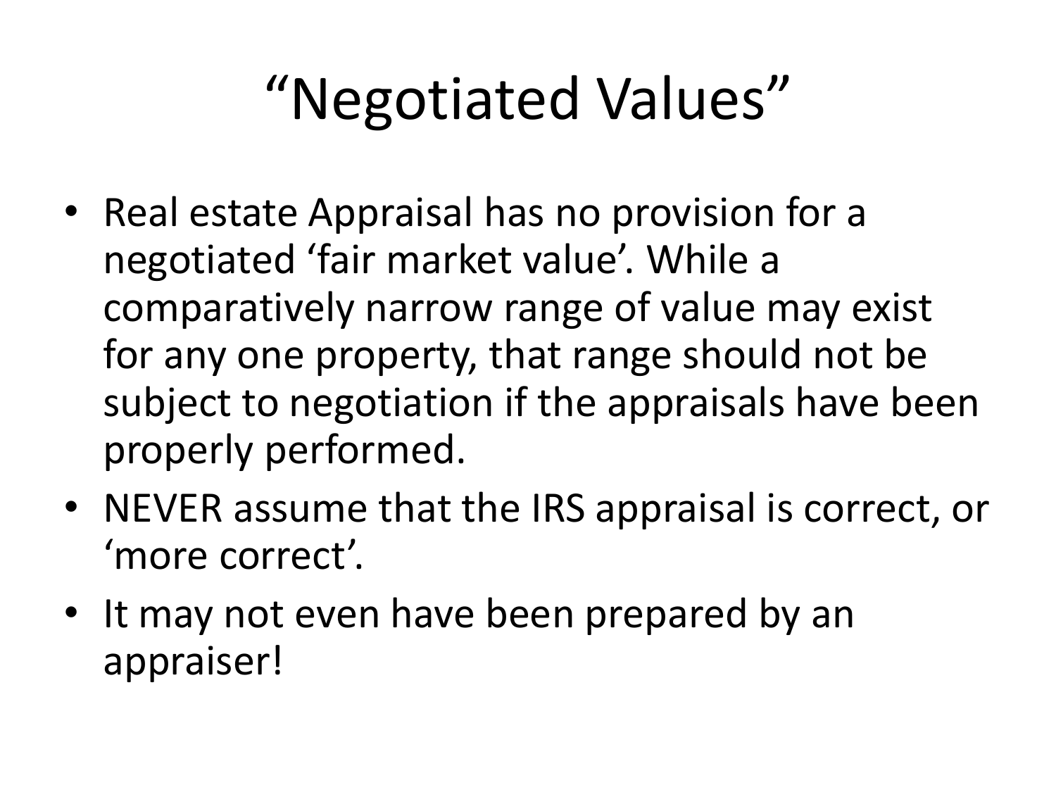# “Negotiated Values”

- Real estate Appraisal has no provision for a negotiated ‘fair market value’. While a comparatively narrow range of value may exist for any one property, that range should not be subject to negotiation if the appraisals have been properly performed.
- NEVER assume that the IRS appraisal is correct, or ‘more correct’.
- It may not even have been prepared by an appraiser!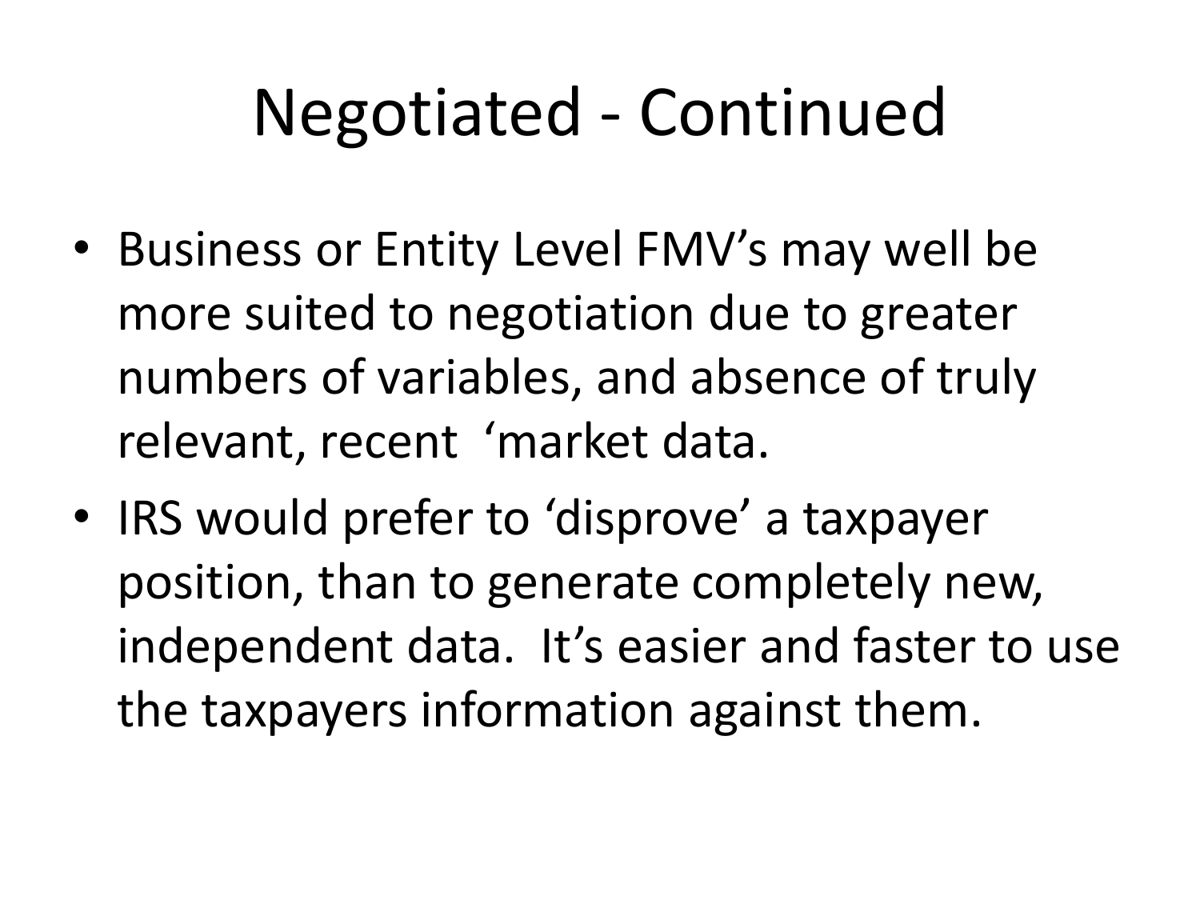# Negotiated - Continued

- Business or Entity Level FMV's may well be more suited to negotiation due to greater numbers of variables, and absence of truly relevant, recent 'market data.
- IRS would prefer to 'disprove' a taxpayer position, than to generate completely new, independent data. It's easier and faster to use the taxpayers information against them.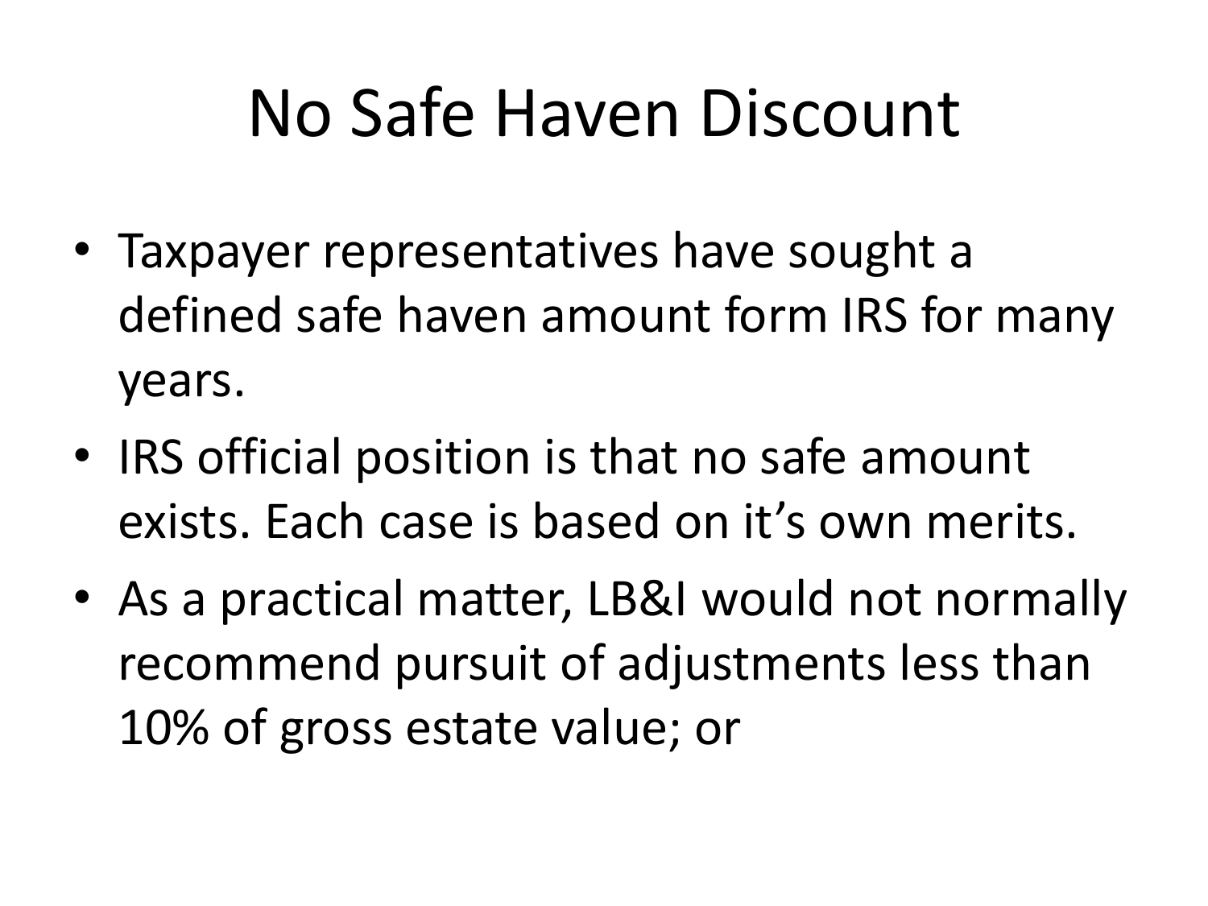# No Safe Haven Discount

- Taxpayer representatives have sought a defined safe haven amount form IRS for many years.
- IRS official position is that no safe amount exists. Each case is based on it's own merits.
- As a practical matter, LB&I would not normally recommend pursuit of adjustments less than 10% of gross estate value; or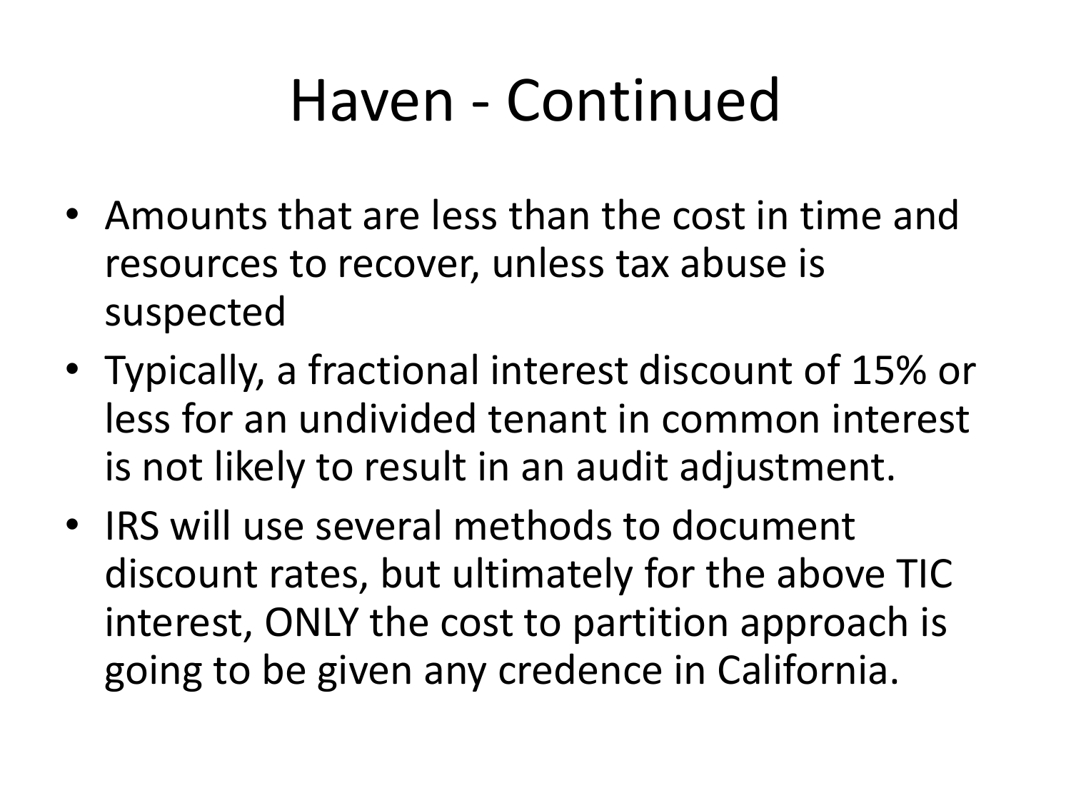# Haven - Continued

- Amounts that are less than the cost in time and resources to recover, unless tax abuse is suspected
- Typically, a fractional interest discount of 15% or less for an undivided tenant in common interest is not likely to result in an audit adjustment.
- IRS will use several methods to document discount rates, but ultimately for the above TIC interest, ONLY the cost to partition approach is going to be given any credence in California.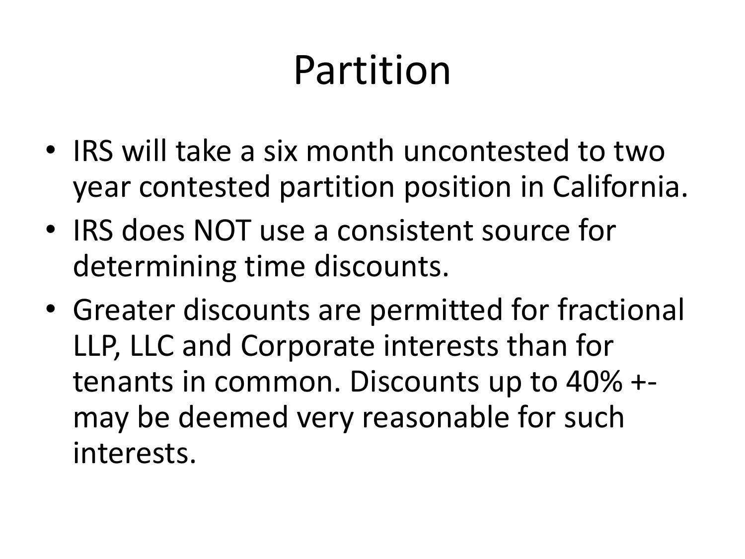# Partition

- IRS will take a six month uncontested to two year contested partition position in California.
- IRS does NOT use a consistent source for determining time discounts.
- Greater discounts are permitted for fractional LLP, LLC and Corporate interests than for tenants in common. Discounts up to 40% +- may be deemed very reasonable for such interests.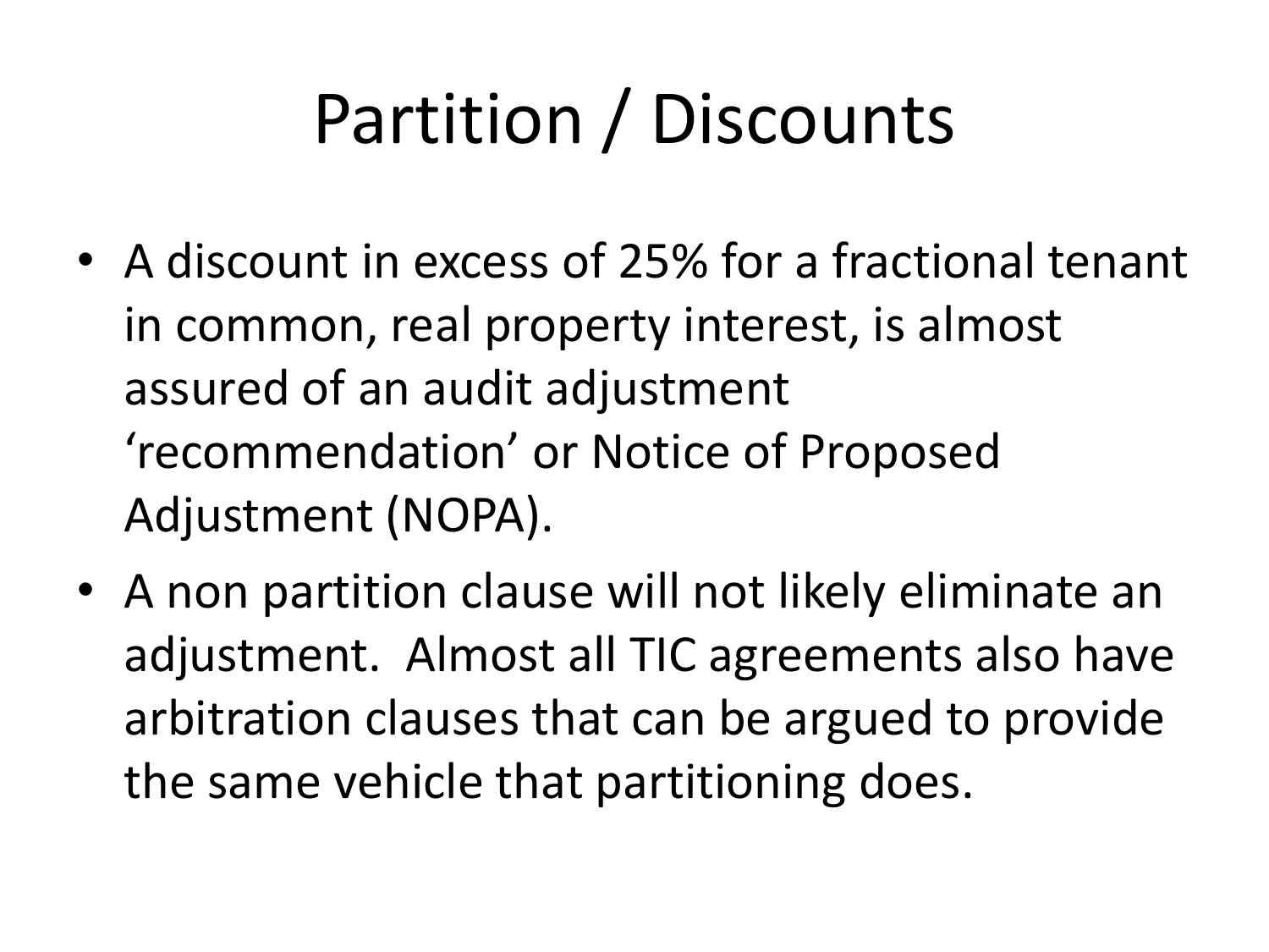# Partition / Discounts

- A discount in excess of 25% for a fractional tenant in common, real property interest, is almost assured of an audit adjustment 'recommendation' or Notice of Proposed Adjustment (NOPA).
- A non partition clause will not likely eliminate an adjustment. Almost all TIC agreements also have arbitration clauses that can be argued to provide the same vehicle that partitioning does.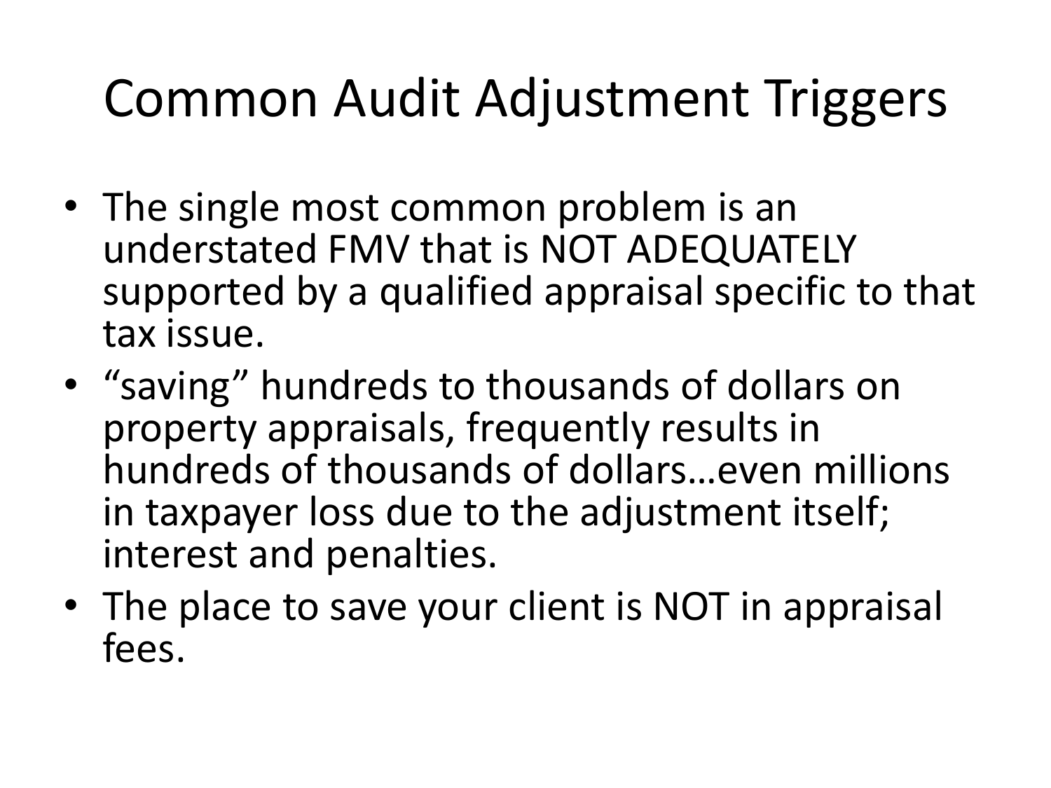# Common Audit Adjustment Triggers

- The single most common problem is an understated FMV that is NOT ADEQUATELY supported by a qualified appraisal specific to that tax issue.
- "saving" hundreds to thousands of dollars on property appraisals, frequently results in hundreds of thousands of dollars…even millions in taxpayer loss due to the adjustment itself; interest and penalties.
- The place to save your client is NOT in appraisal fees.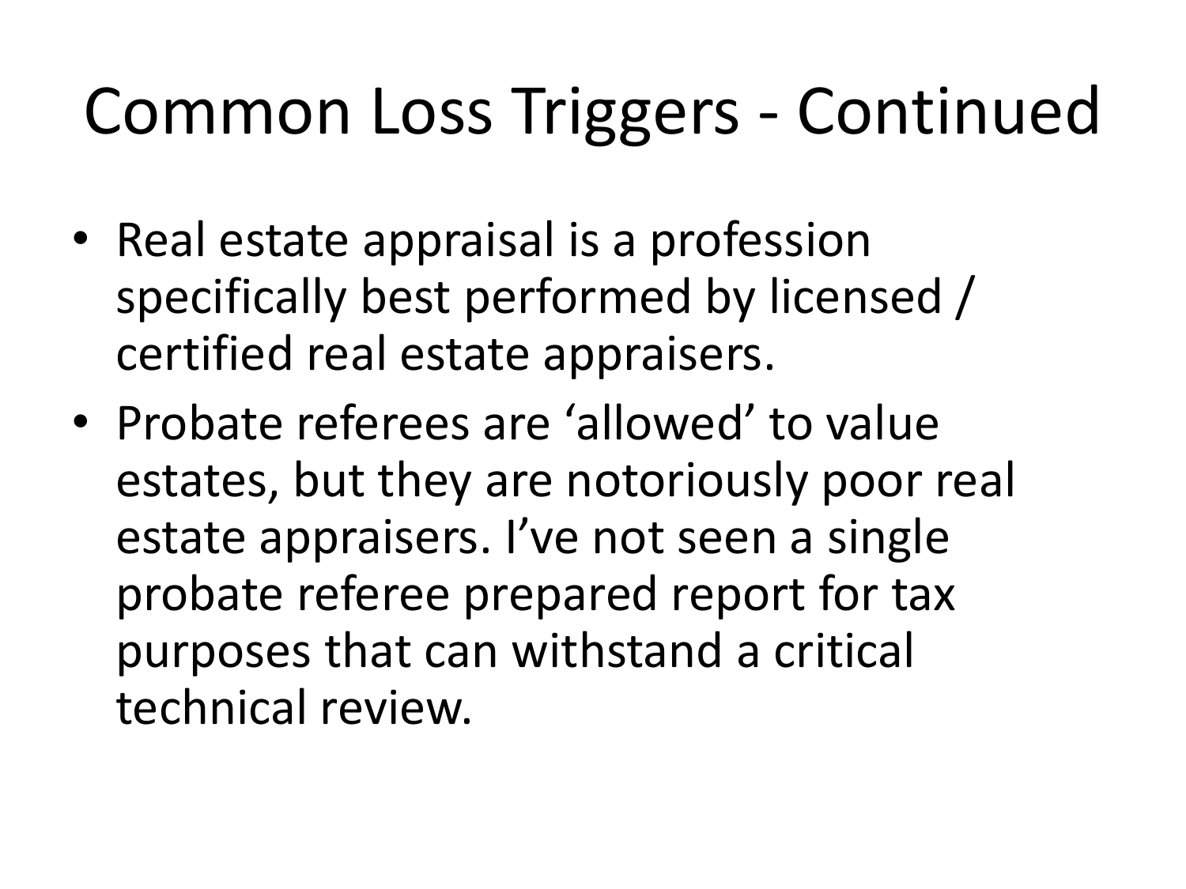# Common Loss Triggers - Continued

- Real estate appraisal is a profession specifically best performed by licensed / certified real estate appraisers.
- Probate referees are 'allowed' to value estates, but they are notoriously poor real estate appraisers. I've not seen a single probate referee prepared report for tax purposes that can withstand a critical technical review.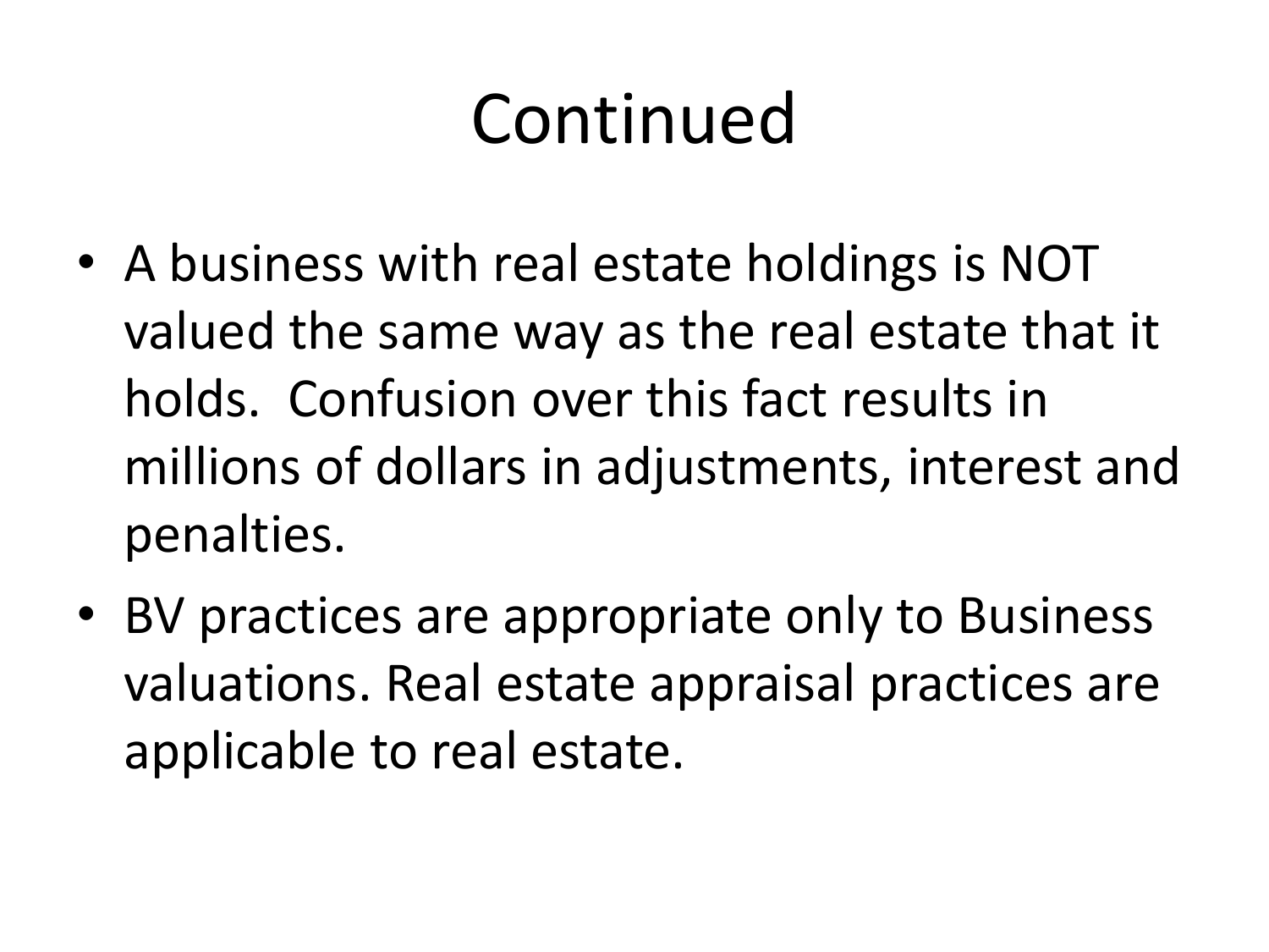# Continued

- A business with real estate holdings is NOT valued the same way as the real estate that it holds. Confusion over this fact results in millions of dollars in adjustments, interest and penalties.
- BV practices are appropriate only to Business valuations. Real estate appraisal practices are applicable to real estate.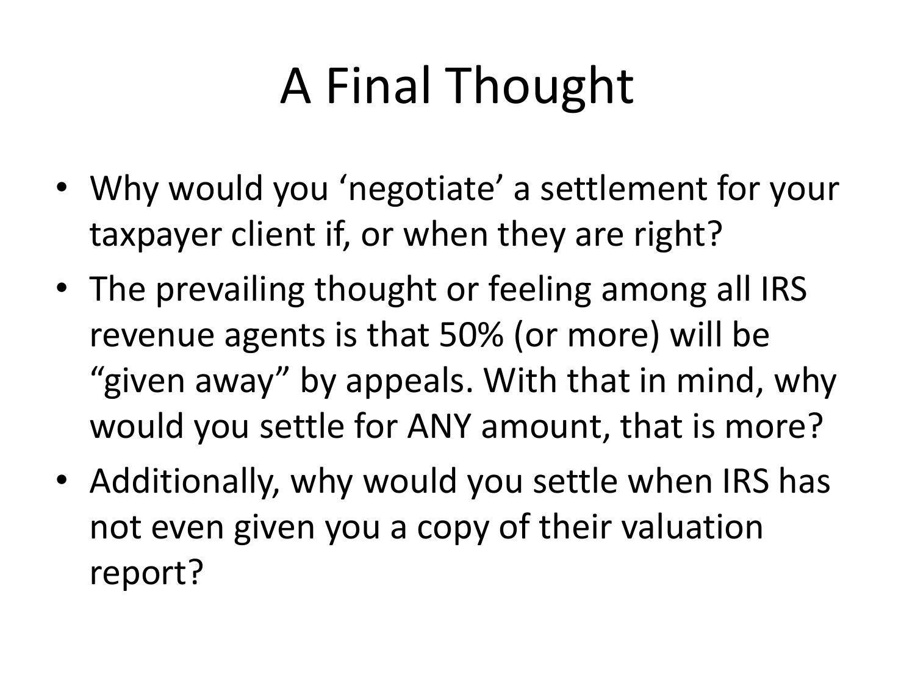# A Final Thought

- Why would you ‘negotiate’ a settlement for your taxpayer client if, or when they are right?
- The prevailing thought or feeling among all IRS revenue agents is that 50% (or more) will be “given away” by appeals. With that in mind, why would you settle for ANY amount, that is more?
- Additionally, why would you settle when IRS has not even given you a copy of their valuation report?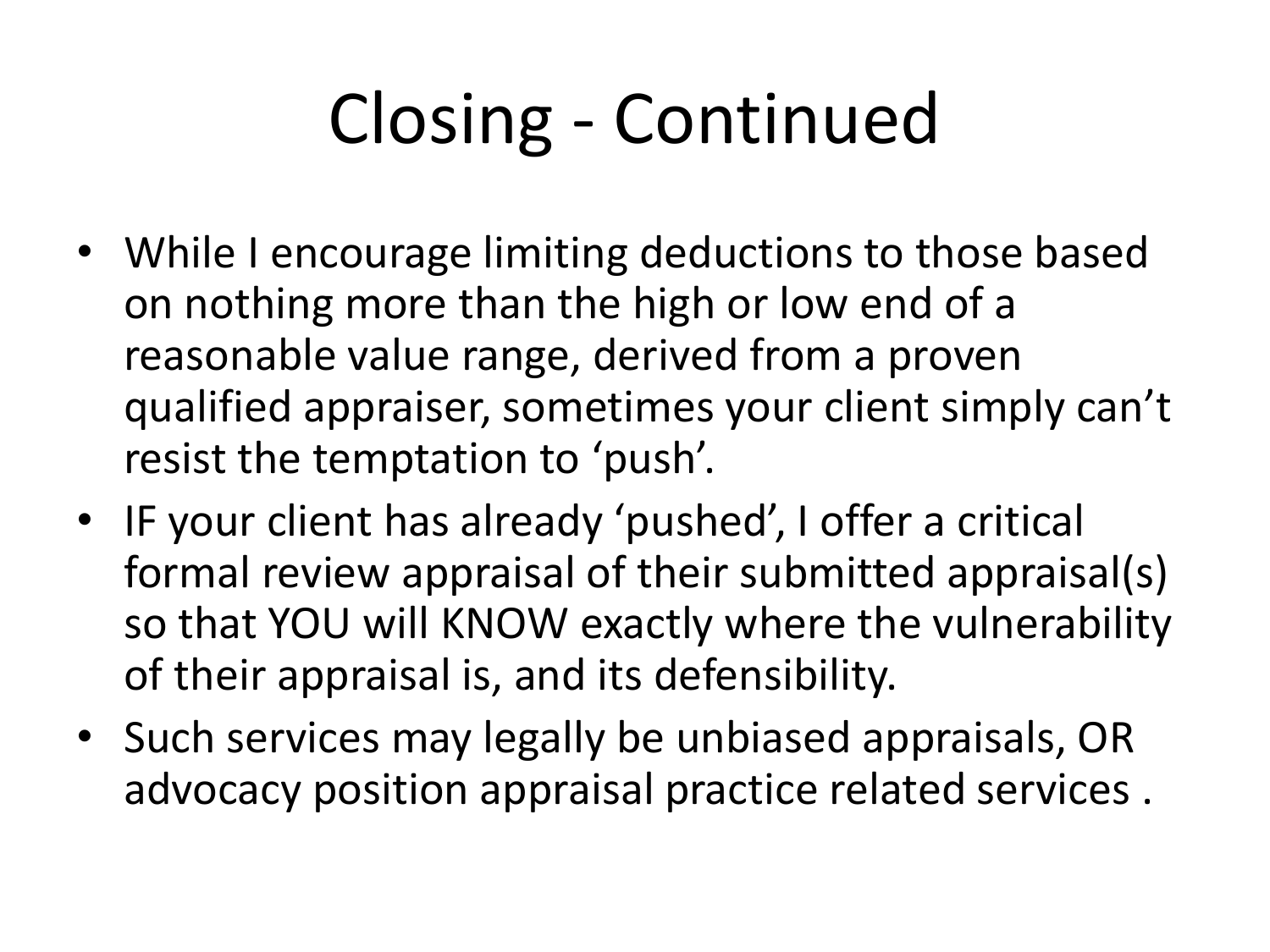# Closing - Continued

- While I encourage limiting deductions to those based on nothing more than the high or low end of a reasonable value range, derived from a proven qualified appraiser, sometimes your client simply can't resist the temptation to 'push'.
- IF your client has already 'pushed', I offer a critical formal review appraisal of their submitted appraisal(s) so that YOU will KNOW exactly where the vulnerability of their appraisal is, and its defensibility.
- Such services may legally be unbiased appraisals, OR advocacy position appraisal practice related services .